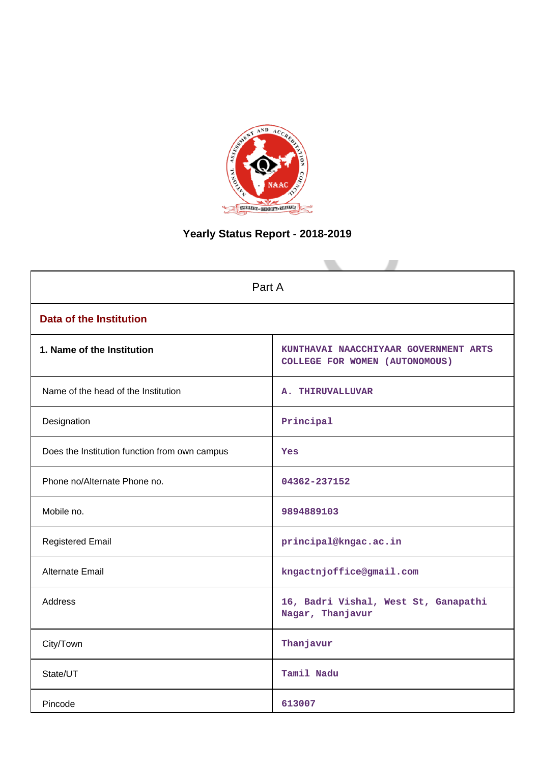# Yearly Status Report - 2018-2019

| Part A | |
|---|---|
| **Data of the Institution** | |
| **1. Name of the Institution** | KUNTHAVAI NAACCHIYAAR GOVERNMENT ARTS COLLEGE FOR WOMEN (AUTONOMOUS) |
| Name of the head of the Institution | A. THIRUVALLUVAR |
| Designation | Principal |
| Does the Institution function from own campus | Yes |
| Phone no/Alternate Phone no. | 04362-237152 |
| Mobile no. | 9894889103 |
| Registered Email | principal@kngac.ac.in |
| Alternate Email | kngactnjoffice@gmail.com |
| Address | 16, Badri Vishal, West St, Ganapathi Nagar, Thanjavur |
| City/Town | Thanjavur |
| State/UT | Tamil Nadu |
| Pincode | 613007 |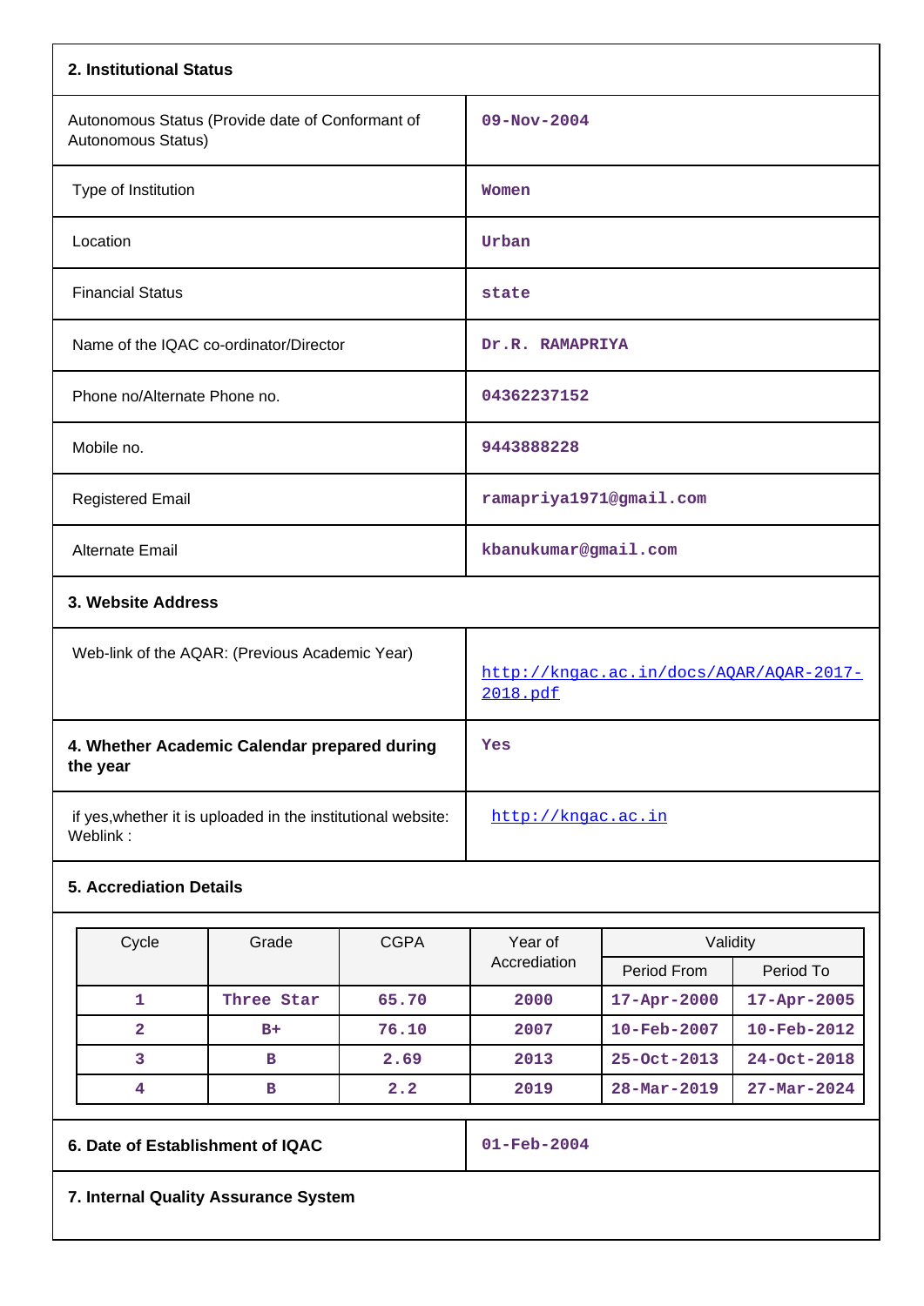## 2. Institutional Status

| | |
|---|---|
| Autonomous Status (Provide date of Conformant of Autonomous Status) | 09-Nov-2004 |
| Type of Institution | Women |
| Location | Urban |
| Financial Status | state |
| Name of the IQAC co-ordinator/Director | Dr.R. RAMAPRIYA |
| Phone no/Alternate Phone no. | 04362237152 |
| Mobile no. | 9443888228 |
| Registered Email | ramapriya1971@gmail.com |
| Alternate Email | kbanukumar@gmail.com |

## 3. Website Address

| | |
|---|---|
| Web-link of the AQAR: (Previous Academic Year) | http://kngac.ac.in/docs/AQAR/AQAR-2017-2018.pdf |
| **4. Whether Academic Calendar prepared during the year** | Yes |
| if yes,whether it is uploaded in the institutional website: Weblink : | http://kngac.ac.in |

## 5. Accrediation Details

| Cycle | Grade | CGPA | Year of Accrediation | Validity | |
|---|---|---|---|---|---|
| | | | | Period From | Period To |
| 1 | Three Star | 65.70 | 2000 | 17-Apr-2000 | 17-Apr-2005 |
| 2 | B+ | 76.10 | 2007 | 10-Feb-2007 | 10-Feb-2012 |
| 3 | B | 2.69 | 2013 | 25-Oct-2013 | 24-Oct-2018 |
| 4 | B | 2.2 | 2019 | 28-Mar-2019 | 27-Mar-2024 |

| | |
|---|---|
| **6. Date of Establishment of IQAC** | 01-Feb-2004 |

## 7. Internal Quality Assurance System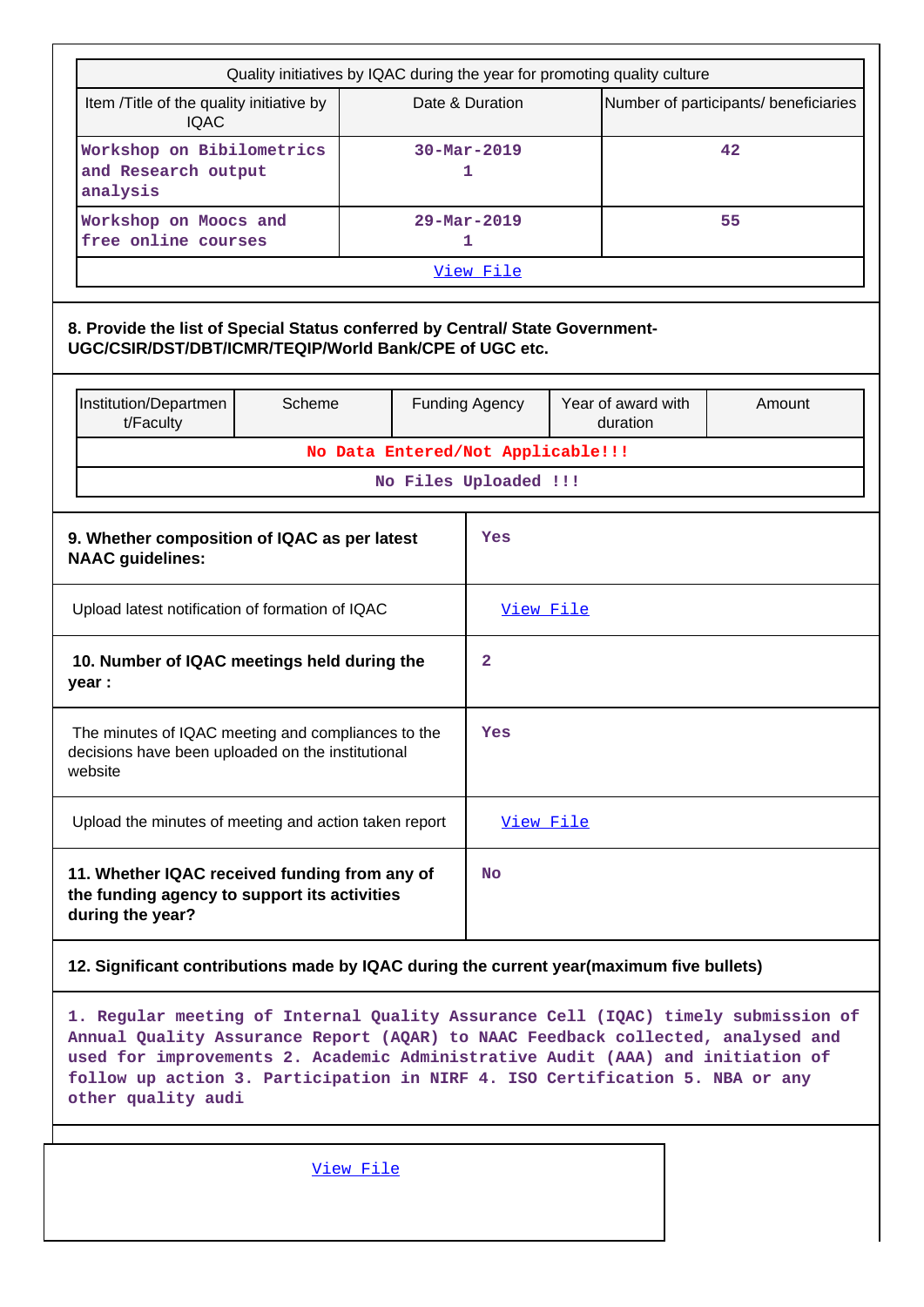| Quality initiatives by IQAC during the year for promoting quality culture | | |
|---|---|---|
| Item /Title of the quality initiative by IQAC | Date & Duration | Number of participants/ beneficiaries |
| Workshop on Bibilometrics and Research output analysis | 30-Mar-2019 1 | 42 |
| Workshop on Moocs and free online courses | 29-Mar-2019 1 | 55 |
| View File | | |

**8. Provide the list of Special Status conferred by Central/ State Government-UGC/CSIR/DST/DBT/ICMR/TEQIP/World Bank/CPE of UGC etc.**

| Institution/Department/Faculty | Scheme | Funding Agency | Year of award with duration | Amount |
|---|---|---|---|---|
| No Data Entered/Not Applicable!!! | | | | |
| No Files Uploaded !!! | | | | |

| | |
|---|---|
| **9. Whether composition of IQAC as per latest NAAC guidelines:** | Yes |
| Upload latest notification of formation of IQAC | View File |
| **10. Number of IQAC meetings held during the year :** | 2 |
| The minutes of IQAC meeting and compliances to the decisions have been uploaded on the institutional website | Yes |
| Upload the minutes of meeting and action taken report | View File |
| **11. Whether IQAC received funding from any of the funding agency to support its activities during the year?** | No |

**12. Significant contributions made by IQAC during the current year(maximum five bullets)**

1. Regular meeting of Internal Quality Assurance Cell (IQAC) timely submission of Annual Quality Assurance Report (AQAR) to NAAC Feedback collected, analysed and used for improvements 2. Academic Administrative Audit (AAA) and initiation of follow up action 3. Participation in NIRF 4. ISO Certification 5. NBA or any other quality audi

View File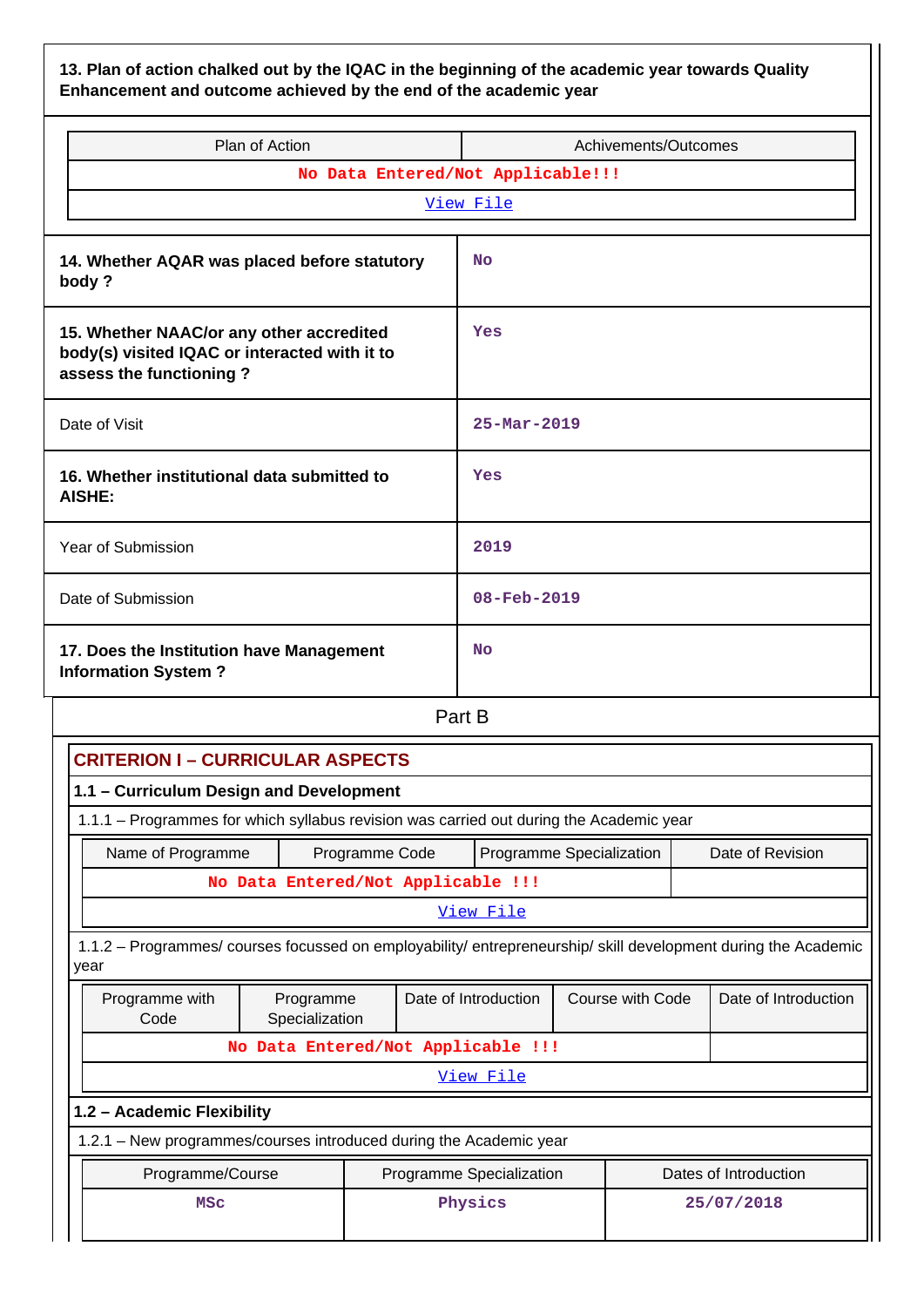**13. Plan of action chalked out by the IQAC in the beginning of the academic year towards Quality Enhancement and outcome achieved by the end of the academic year**

| Plan of Action | Achivements/Outcomes |
|---|---|
| No Data Entered/Not Applicable!!! | |
| View File | |

| | |
|---|---|
| **14. Whether AQAR was placed before statutory body ?** | No |
| **15. Whether NAAC/or any other accredited body(s) visited IQAC or interacted with it to assess the functioning ?** | Yes |
| Date of Visit | 25-Mar-2019 |
| **16. Whether institutional data submitted to AISHE:** | Yes |
| Year of Submission | 2019 |
| Date of Submission | 08-Feb-2019 |
| **17. Does the Institution have Management Information System ?** | No |

## Part B

### CRITERION I – CURRICULAR ASPECTS

#### 1.1 – Curriculum Design and Development

1.1.1 – Programmes for which syllabus revision was carried out during the Academic year

| Name of Programme | Programme Code | Programme Specialization | Date of Revision |
|---|---|---|---|
| No Data Entered/Not Applicable !!! | | | |
| View File | | | |

1.1.2 – Programmes/ courses focussed on employability/ entrepreneurship/ skill development during the Academic year

| Programme with Code | Programme Specialization | Date of Introduction | Course with Code | Date of Introduction |
|---|---|---|---|---|
| No Data Entered/Not Applicable !!! | | | | |
| View File | | | | |

#### 1.2 – Academic Flexibility

1.2.1 – New programmes/courses introduced during the Academic year

| Programme/Course | Programme Specialization | Dates of Introduction |
|---|---|---|
| MSc | Physics | 25/07/2018 |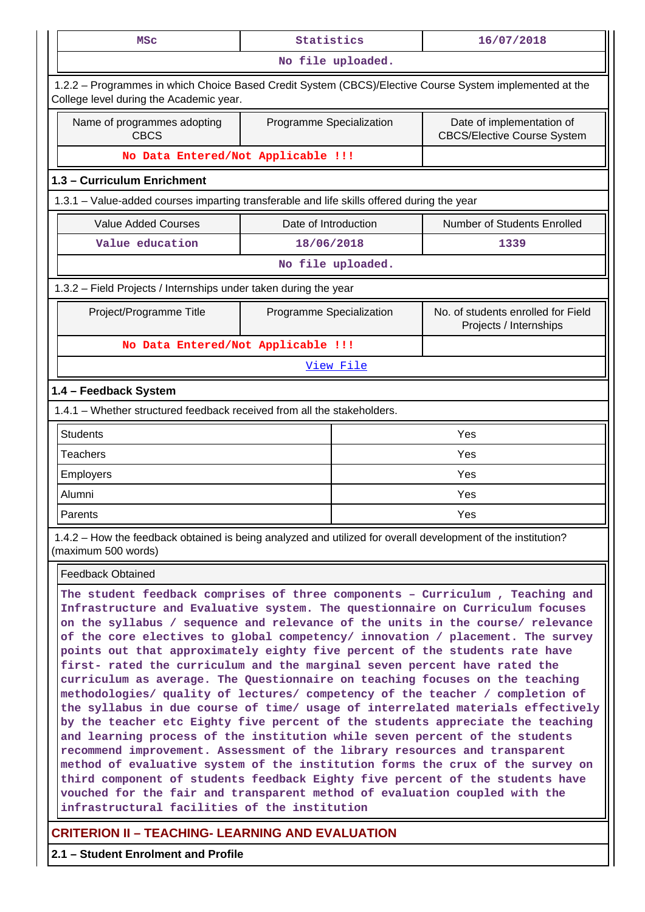| MSc | Statistics | 16/07/2018 |
| --- | --- | --- |
| No file uploaded. | | |

1.2.2 – Programmes in which Choice Based Credit System (CBCS)/Elective Course System implemented at the College level during the Academic year.

| Name of programmes adopting CBCS | Programme Specialization | Date of implementation of CBCS/Elective Course System |
| --- | --- | --- |
| No Data Entered/Not Applicable !!! | | |

### 1.3 – Curriculum Enrichment

1.3.1 – Value-added courses imparting transferable and life skills offered during the year

| Value Added Courses | Date of Introduction | Number of Students Enrolled |
| --- | --- | --- |
| Value education | 18/06/2018 | 1339 |
| No file uploaded. | | |

1.3.2 – Field Projects / Internships under taken during the year

| Project/Programme Title | Programme Specialization | No. of students enrolled for Field Projects / Internships |
| --- | --- | --- |
| No Data Entered/Not Applicable !!! | | |
| View File | | |

### 1.4 – Feedback System

1.4.1 – Whether structured feedback received from all the stakeholders.

| Stakeholder | Response |
| --- | --- |
| Students | Yes |
| Teachers | Yes |
| Employers | Yes |
| Alumni | Yes |
| Parents | Yes |

1.4.2 – How the feedback obtained is being analyzed and utilized for overall development of the institution? (maximum 500 words)

Feedback Obtained

The student feedback comprises of three components – Curriculum , Teaching and Infrastructure and Evaluative system. The questionnaire on Curriculum focuses on the syllabus / sequence and relevance of the units in the course/ relevance of the core electives to global competency/ innovation / placement. The survey points out that approximately eighty five percent of the students rate have first- rated the curriculum and the marginal seven percent have rated the curriculum as average. The Questionnaire on teaching focuses on the teaching methodologies/ quality of lectures/ competency of the teacher / completion of the syllabus in due course of time/ usage of interrelated materials effectively by the teacher etc Eighty five percent of the students appreciate the teaching and learning process of the institution while seven percent of the students recommend improvement. Assessment of the library resources and transparent method of evaluative system of the institution forms the crux of the survey on third component of students feedback Eighty five percent of the students have vouched for the fair and transparent method of evaluation coupled with the infrastructural facilities of the institution

## CRITERION II – TEACHING- LEARNING AND EVALUATION

### 2.1 – Student Enrolment and Profile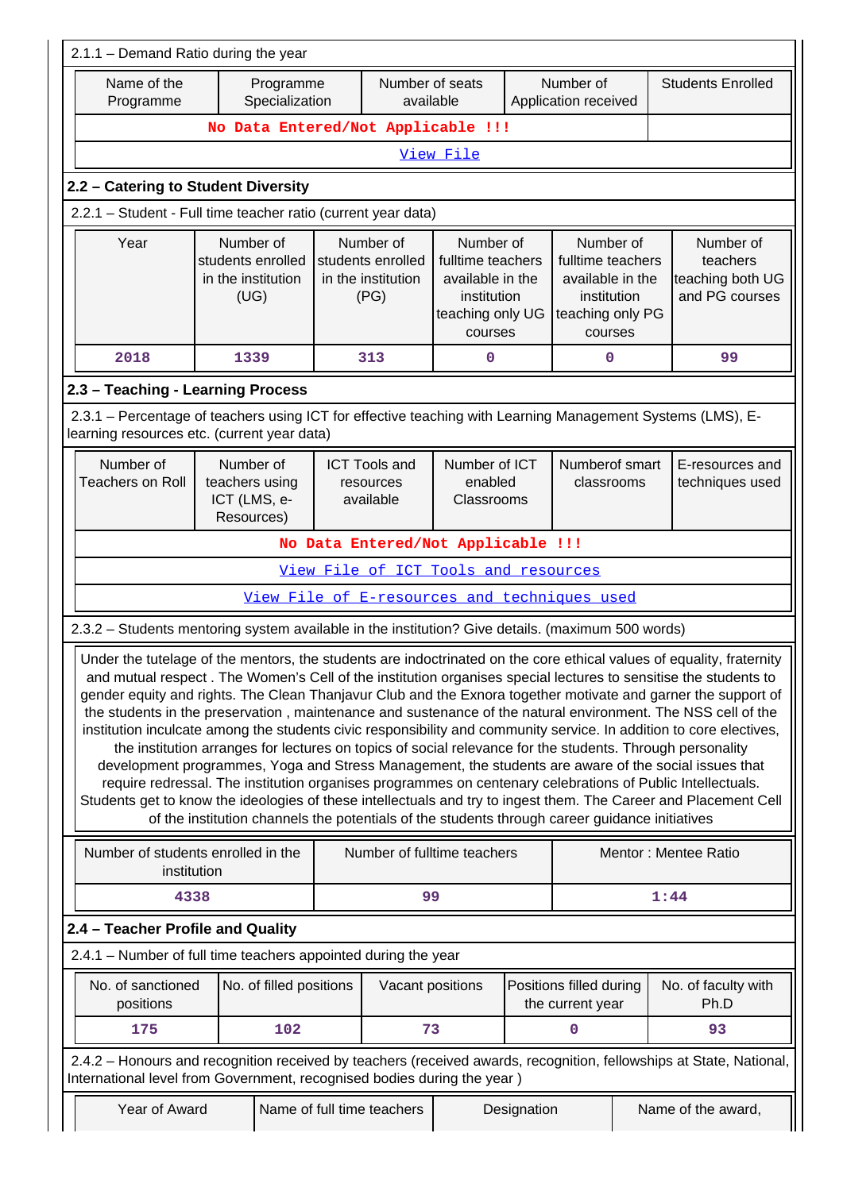2.1.1 – Demand Ratio during the year

| Name of the Programme | Programme Specialization | Number of seats available | Number of Application received | Students Enrolled |
|---|---|---|---|---|
| No Data Entered/Not Applicable !!! | | | | |
| View File | | | | |

## 2.2 – Catering to Student Diversity

2.2.1 – Student - Full time teacher ratio (current year data)

| Year | Number of students enrolled in the institution (UG) | Number of students enrolled in the institution (PG) | Number of fulltime teachers available in the institution teaching only UG courses | Number of fulltime teachers available in the institution teaching only PG courses | Number of teachers teaching both UG and PG courses |
|---|---|---|---|---|---|
| 2018 | 1339 | 313 | 0 | 0 | 99 |

## 2.3 – Teaching - Learning Process

2.3.1 – Percentage of teachers using ICT for effective teaching with Learning Management Systems (LMS), E-learning resources etc. (current year data)

| Number of Teachers on Roll | Number of teachers using ICT (LMS, e-Resources) | ICT Tools and resources available | Number of ICT enabled Classrooms | Numberof smart classrooms | E-resources and techniques used |
|---|---|---|---|---|---|
| No Data Entered/Not Applicable !!! | | | | | |
| View File of ICT Tools and resources | | | | | |
| View File of E-resources and techniques used | | | | | |

2.3.2 – Students mentoring system available in the institution? Give details. (maximum 500 words)

Under the tutelage of the mentors, the students are indoctrinated on the core ethical values of equality, fraternity and mutual respect . The Women's Cell of the institution organises special lectures to sensitise the students to gender equity and rights. The Clean Thanjavur Club and the Exnora together motivate and garner the support of the students in the preservation , maintenance and sustenance of the natural environment. The NSS cell of the institution inculcate among the students civic responsibility and community service. In addition to core electives, the institution arranges for lectures on topics of social relevance for the students. Through personality development programmes, Yoga and Stress Management, the students are aware of the social issues that require redressal. The institution organises programmes on centenary celebrations of Public Intellectuals. Students get to know the ideologies of these intellectuals and try to ingest them. The Career and Placement Cell of the institution channels the potentials of the students through career guidance initiatives

| Number of students enrolled in the institution | Number of fulltime teachers | Mentor : Mentee Ratio |
|---|---|---|
| 4338 | 99 | 1:44 |

## 2.4 – Teacher Profile and Quality

2.4.1 – Number of full time teachers appointed during the year

| No. of sanctioned positions | No. of filled positions | Vacant positions | Positions filled during the current year | No. of faculty with Ph.D |
|---|---|---|---|---|
| 175 | 102 | 73 | 0 | 93 |

2.4.2 – Honours and recognition received by teachers (received awards, recognition, fellowships at State, National, International level from Government, recognised bodies during the year )

| Year of Award | Name of full time teachers | Designation | Name of the award, |
|---|---|---|---|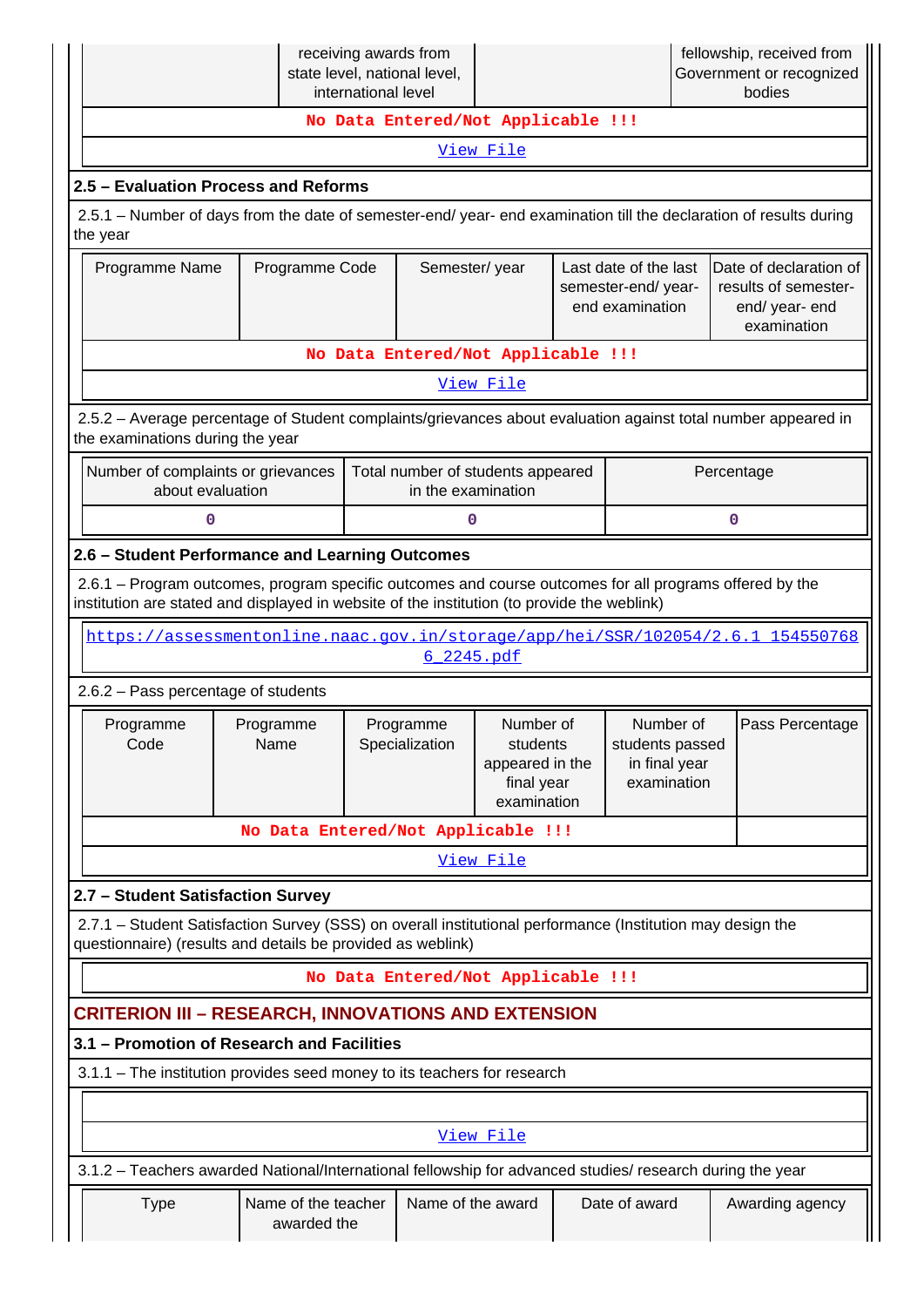| | receiving awards from state level, national level, international level | | fellowship, received from Government or recognized bodies |
|---|---|---|---|
| **No Data Entered/Not Applicable !!!** | | | |
| View File | | | |

**2.5 – Evaluation Process and Reforms**

2.5.1 – Number of days from the date of semester-end/ year- end examination till the declaration of results during the year

| Programme Name | Programme Code | Semester/ year | Last date of the last semester-end/ year- end examination | Date of declaration of results of semester- end/ year- end examination |
|---|---|---|---|---|
| **No Data Entered/Not Applicable !!!** | | | | |
| View File | | | | |

2.5.2 – Average percentage of Student complaints/grievances about evaluation against total number appeared in the examinations during the year

| Number of complaints or grievances about evaluation | Total number of students appeared in the examination | Percentage |
|---|---|---|
| 0 | 0 | 0 |

**2.6 – Student Performance and Learning Outcomes**

2.6.1 – Program outcomes, program specific outcomes and course outcomes for all programs offered by the institution are stated and displayed in website of the institution (to provide the weblink)

https://assessmentonline.naac.gov.in/storage/app/hei/SSR/102054/2.6.1_1545507686_2245.pdf

2.6.2 – Pass percentage of students

| Programme Code | Programme Name | Programme Specialization | Number of students appeared in the final year examination | Number of students passed in final year examination | Pass Percentage |
|---|---|---|---|---|---|
| **No Data Entered/Not Applicable !!!** | | | | | |
| View File | | | | | |

**2.7 – Student Satisfaction Survey**

2.7.1 – Student Satisfaction Survey (SSS) on overall institutional performance (Institution may design the questionnaire) (results and details be provided as weblink)

**No Data Entered/Not Applicable !!!**

## CRITERION III – RESEARCH, INNOVATIONS AND EXTENSION

**3.1 – Promotion of Research and Facilities**

3.1.1 – The institution provides seed money to its teachers for research

View File

3.1.2 – Teachers awarded National/International fellowship for advanced studies/ research during the year

| Type | Name of the teacher awarded the | Name of the award | Date of award | Awarding agency |
|---|---|---|---|---|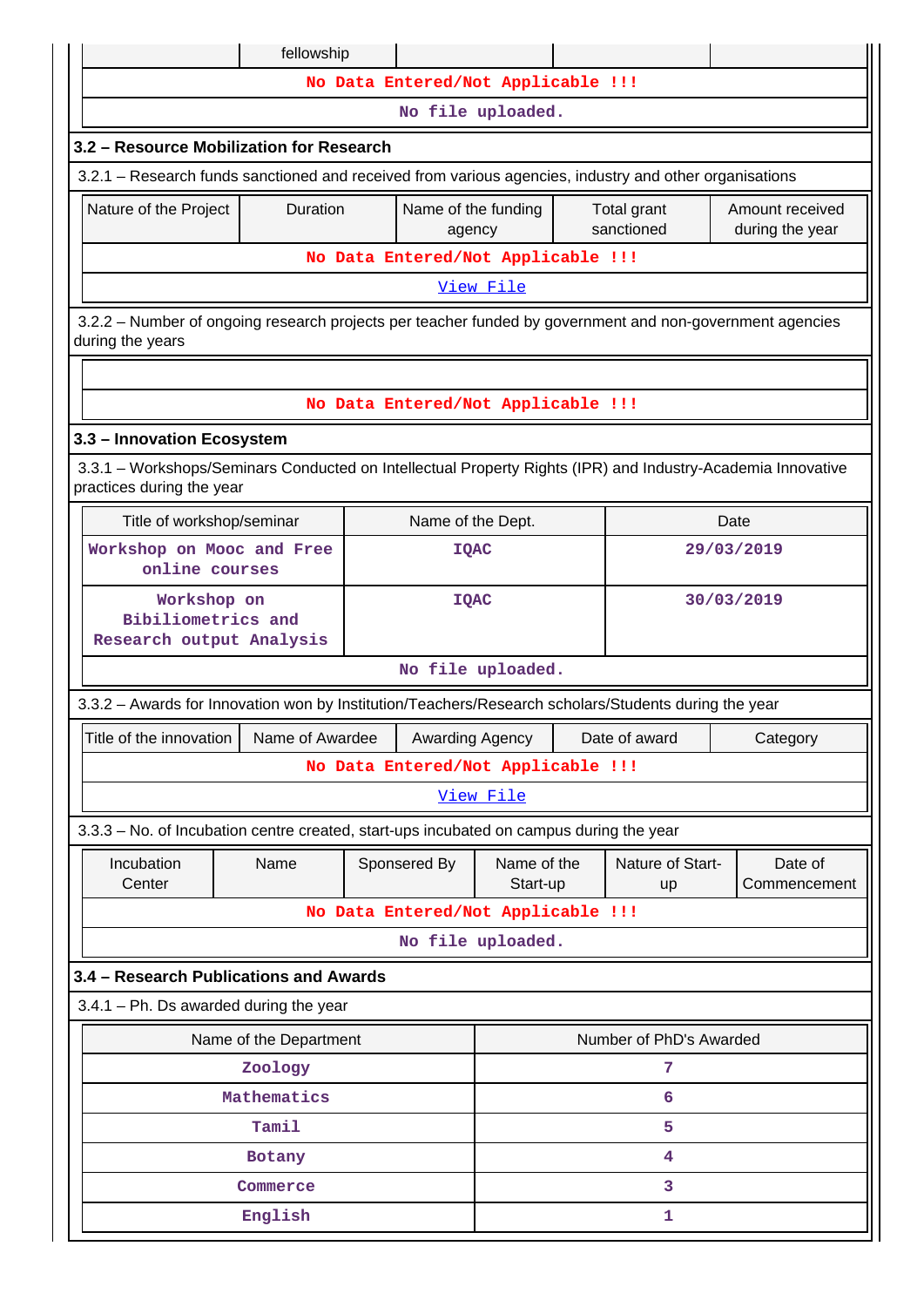| | fellowship | | | |
|---|---|---|---|---|
| No Data Entered/Not Applicable !!! | | | | |
| No file uploaded. | | | | |

### 3.2 – Resource Mobilization for Research

3.2.1 – Research funds sanctioned and received from various agencies, industry and other organisations

| Nature of the Project | Duration | Name of the funding agency | Total grant sanctioned | Amount received during the year |
|---|---|---|---|---|
| No Data Entered/Not Applicable !!! | | | | |
| View File | | | | |

3.2.2 – Number of ongoing research projects per teacher funded by government and non-government agencies during the years

No Data Entered/Not Applicable !!!

### 3.3 – Innovation Ecosystem

3.3.1 – Workshops/Seminars Conducted on Intellectual Property Rights (IPR) and Industry-Academia Innovative practices during the year

| Title of workshop/seminar | Name of the Dept. | Date |
|---|---|---|
| Workshop on Mooc and Free online courses | IQAC | 29/03/2019 |
| Workshop on Bibiliometrics and Research output Analysis | IQAC | 30/03/2019 |
| No file uploaded. | | |

3.3.2 – Awards for Innovation won by Institution/Teachers/Research scholars/Students during the year

| Title of the innovation | Name of Awardee | Awarding Agency | Date of award | Category |
|---|---|---|---|---|
| No Data Entered/Not Applicable !!! | | | | |
| View File | | | | |

3.3.3 – No. of Incubation centre created, start-ups incubated on campus during the year

| Incubation Center | Name | Sponsered By | Name of the Start-up | Nature of Start-up | Date of Commencement |
|---|---|---|---|---|---|
| No Data Entered/Not Applicable !!! | | | | | |
| No file uploaded. | | | | | |

### 3.4 – Research Publications and Awards

3.4.1 – Ph. Ds awarded during the year

| Name of the Department | Number of PhD's Awarded |
|---|---|
| Zoology | 7 |
| Mathematics | 6 |
| Tamil | 5 |
| Botany | 4 |
| Commerce | 3 |
| English | 1 |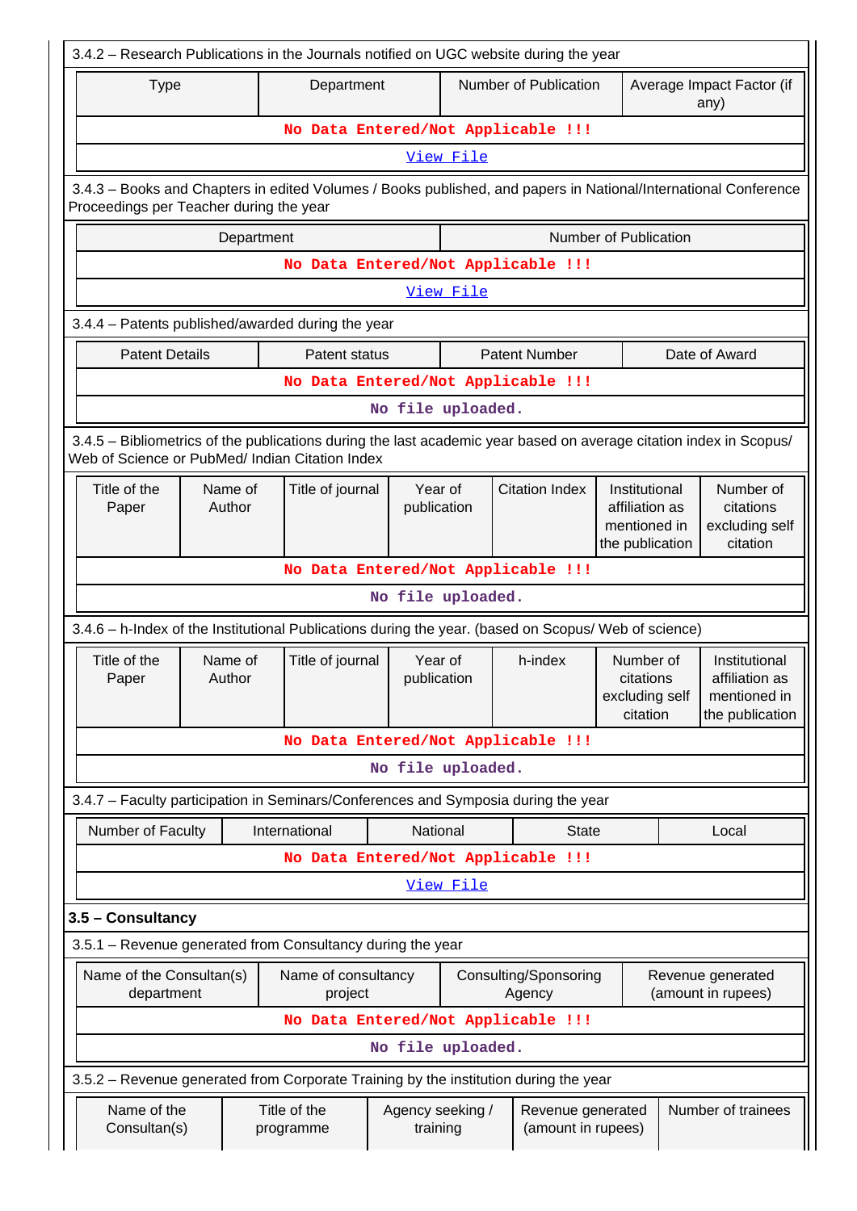3.4.2 – Research Publications in the Journals notified on UGC website during the year

| Type | Department | Number of Publication | Average Impact Factor (if any) |
|---|---|---|---|
| No Data Entered/Not Applicable !!! | | | |
| View File | | | |

3.4.3 – Books and Chapters in edited Volumes / Books published, and papers in National/International Conference Proceedings per Teacher during the year

| Department | Number of Publication |
|---|---|
| No Data Entered/Not Applicable !!! | |
| View File | |

3.4.4 – Patents published/awarded during the year

| Patent Details | Patent status | Patent Number | Date of Award |
|---|---|---|---|
| No Data Entered/Not Applicable !!! | | | |
| No file uploaded. | | | |

3.4.5 – Bibliometrics of the publications during the last academic year based on average citation index in Scopus/ Web of Science or PubMed/ Indian Citation Index

| Title of the Paper | Name of Author | Title of journal | Year of publication | Citation Index | Institutional affiliation as mentioned in the publication | Number of citations excluding self citation |
|---|---|---|---|---|---|---|
| No Data Entered/Not Applicable !!! | | | | | | |
| No file uploaded. | | | | | | |

3.4.6 – h-Index of the Institutional Publications during the year. (based on Scopus/ Web of science)

| Title of the Paper | Name of Author | Title of journal | Year of publication | h-index | Number of citations excluding self citation | Institutional affiliation as mentioned in the publication |
|---|---|---|---|---|---|---|
| No Data Entered/Not Applicable !!! | | | | | | |
| No file uploaded. | | | | | | |

3.4.7 – Faculty participation in Seminars/Conferences and Symposia during the year

| Number of Faculty | International | National | State | Local |
|---|---|---|---|---|
| No Data Entered/Not Applicable !!! | | | | |
| View File | | | | |

**3.5 – Consultancy**

3.5.1 – Revenue generated from Consultancy during the year

| Name of the Consultan(s) department | Name of consultancy project | Consulting/Sponsoring Agency | Revenue generated (amount in rupees) |
|---|---|---|---|
| No Data Entered/Not Applicable !!! | | | |
| No file uploaded. | | | |

3.5.2 – Revenue generated from Corporate Training by the institution during the year

| Name of the Consultan(s) | Title of the programme | Agency seeking / training | Revenue generated (amount in rupees) | Number of trainees |
|---|---|---|---|---|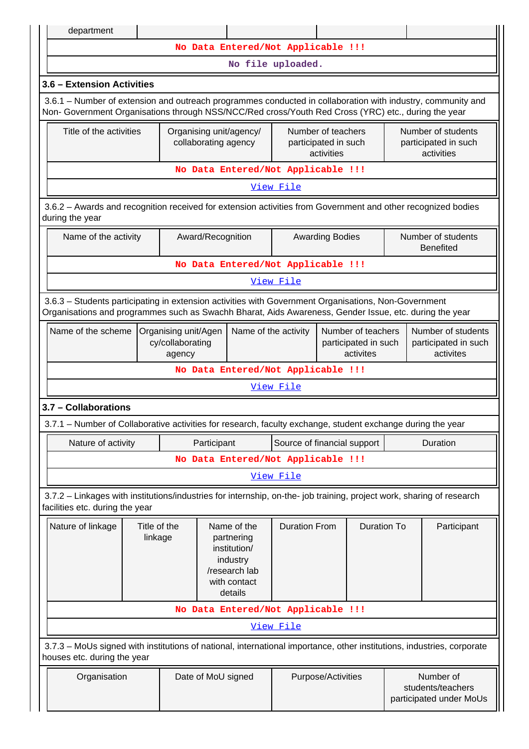| department | | | | |
|---|---|---|---|---|
| No Data Entered/Not Applicable !!! | | | | |
| No file uploaded. | | | | |

### 3.6 – Extension Activities

3.6.1 – Number of extension and outreach programmes conducted in collaboration with industry, community and Non- Government Organisations through NSS/NCC/Red cross/Youth Red Cross (YRC) etc., during the year

| Title of the activities | Organising unit/agency/ collaborating agency | Number of teachers participated in such activities | Number of students participated in such activities |
|---|---|---|---|
| No Data Entered/Not Applicable !!! | | | |
| View File | | | |

3.6.2 – Awards and recognition received for extension activities from Government and other recognized bodies during the year

| Name of the activity | Award/Recognition | Awarding Bodies | Number of students Benefited |
|---|---|---|---|
| No Data Entered/Not Applicable !!! | | | |
| View File | | | |

3.6.3 – Students participating in extension activities with Government Organisations, Non-Government Organisations and programmes such as Swachh Bharat, Aids Awareness, Gender Issue, etc. during the year

| Name of the scheme | Organising unit/Agency/collaborating agency | Name of the activity | Number of teachers participated in such activites | Number of students participated in such activites |
|---|---|---|---|---|
| No Data Entered/Not Applicable !!! | | | | |
| View File | | | | |

### 3.7 – Collaborations

3.7.1 – Number of Collaborative activities for research, faculty exchange, student exchange during the year

| Nature of activity | Participant | Source of financial support | Duration |
|---|---|---|---|
| No Data Entered/Not Applicable !!! | | | |
| View File | | | |

3.7.2 – Linkages with institutions/industries for internship, on-the- job training, project work, sharing of research facilities etc. during the year

| Nature of linkage | Title of the linkage | Name of the partnering institution/ industry /research lab with contact details | Duration From | Duration To | Participant |
|---|---|---|---|---|---|
| No Data Entered/Not Applicable !!! | | | | | |
| View File | | | | | |

3.7.3 – MoUs signed with institutions of national, international importance, other institutions, industries, corporate houses etc. during the year

| Organisation | Date of MoU signed | Purpose/Activities | Number of students/teachers participated under MoUs |
|---|---|---|---|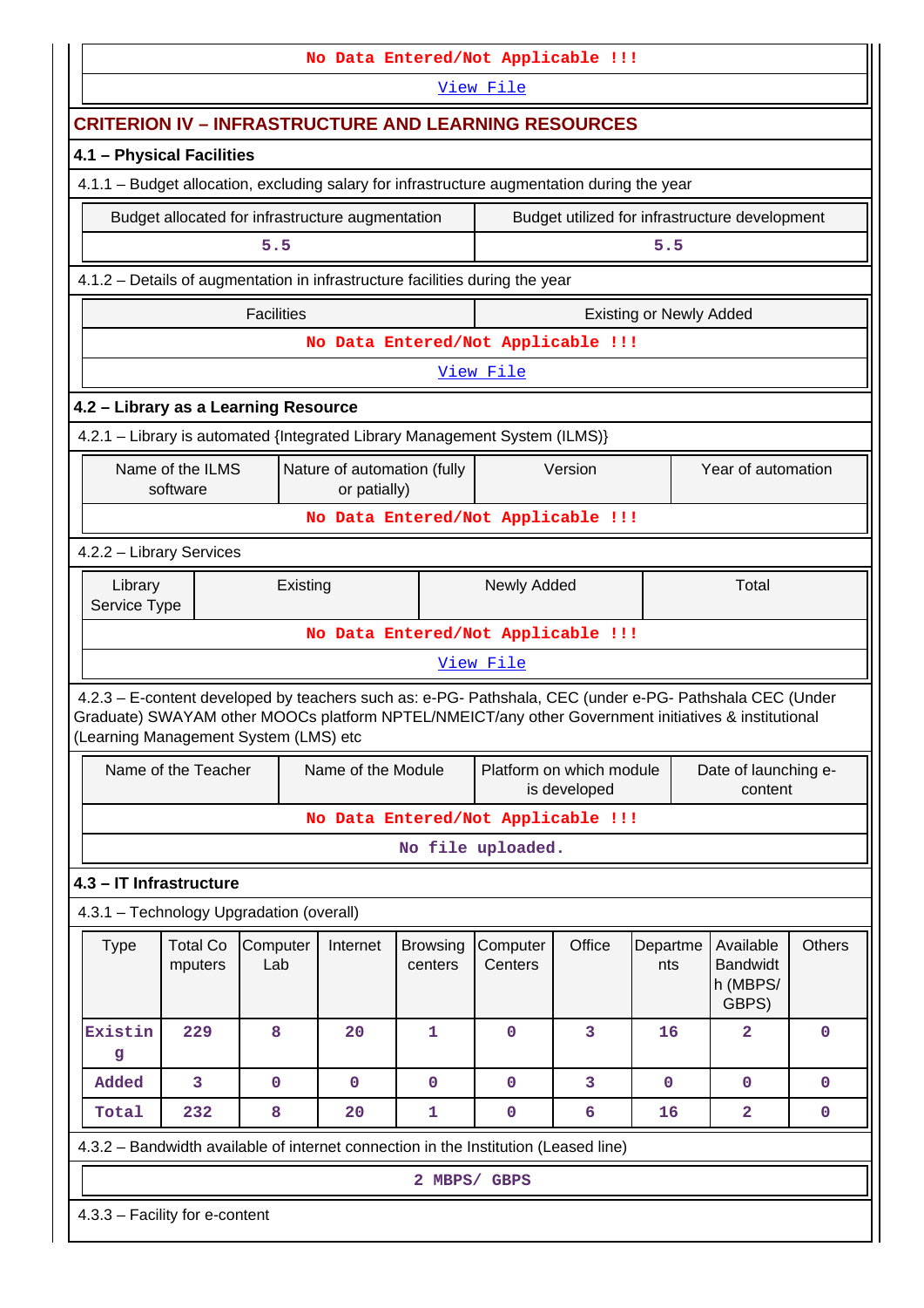No Data Entered/Not Applicable !!!

View File

## CRITERION IV – INFRASTRUCTURE AND LEARNING RESOURCES

### 4.1 – Physical Facilities

4.1.1 – Budget allocation, excluding salary for infrastructure augmentation during the year

| Budget allocated for infrastructure augmentation | Budget utilized for infrastructure development |
| --- | --- |
| 5.5 | 5.5 |

4.1.2 – Details of augmentation in infrastructure facilities during the year

| Facilities | Existing or Newly Added |
| --- | --- |
| No Data Entered/Not Applicable !!! | |

View File

### 4.2 – Library as a Learning Resource

4.2.1 – Library is automated {Integrated Library Management System (ILMS)}

| Name of the ILMS software | Nature of automation (fully or patially) | Version | Year of automation |
| --- | --- | --- | --- |
| No Data Entered/Not Applicable !!! | | | |

4.2.2 – Library Services

| Library Service Type | Existing | Newly Added | Total |
| --- | --- | --- | --- |
| No Data Entered/Not Applicable !!! | | | |

View File

4.2.3 – E-content developed by teachers such as: e-PG- Pathshala, CEC (under e-PG- Pathshala CEC (Under Graduate) SWAYAM other MOOCs platform NPTEL/NMEICT/any other Government initiatives & institutional (Learning Management System (LMS) etc

| Name of the Teacher | Name of the Module | Platform on which module is developed | Date of launching e-content |
| --- | --- | --- | --- |
| No Data Entered/Not Applicable !!! | | | |

No file uploaded.

### 4.3 – IT Infrastructure

4.3.1 – Technology Upgradation (overall)

| Type | Total Computers | Computer Lab | Internet | Browsing centers | Computer Centers | Office | Departments | Available Bandwidth (MBPS/ GBPS) | Others |
| --- | --- | --- | --- | --- | --- | --- | --- | --- | --- |
| Existing | 229 | 8 | 20 | 1 | 0 | 3 | 16 | 2 | 0 |
| Added | 3 | 0 | 0 | 0 | 0 | 3 | 0 | 0 | 0 |
| Total | 232 | 8 | 20 | 1 | 0 | 6 | 16 | 2 | 0 |

4.3.2 – Bandwidth available of internet connection in the Institution (Leased line)

2 MBPS/ GBPS

4.3.3 – Facility for e-content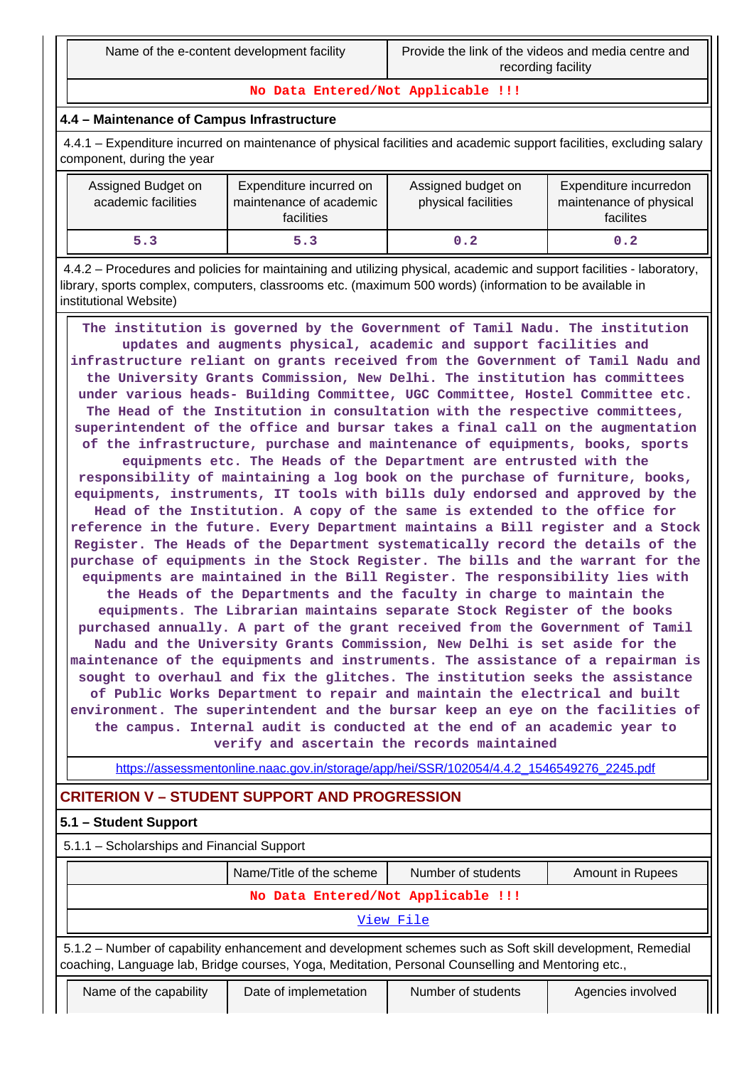| Name of the e-content development facility | Provide the link of the videos and media centre and recording facility |
|---|---|
| No Data Entered/Not Applicable !!! | |

### 4.4 – Maintenance of Campus Infrastructure

4.4.1 – Expenditure incurred on maintenance of physical facilities and academic support facilities, excluding salary component, during the year

| Assigned Budget on academic facilities | Expenditure incurred on maintenance of academic facilities | Assigned budget on physical facilities | Expenditure incurredon maintenance of physical facilites |
|---|---|---|---|
| 5.3 | 5.3 | 0.2 | 0.2 |

4.4.2 – Procedures and policies for maintaining and utilizing physical, academic and support facilities - laboratory, library, sports complex, computers, classrooms etc. (maximum 500 words) (information to be available in institutional Website)

The institution is governed by the Government of Tamil Nadu. The institution updates and augments physical, academic and support facilities and infrastructure reliant on grants received from the Government of Tamil Nadu and the University Grants Commission, New Delhi. The institution has committees under various heads- Building Committee, UGC Committee, Hostel Committee etc. The Head of the Institution in consultation with the respective committees, superintendent of the office and bursar takes a final call on the augmentation of the infrastructure, purchase and maintenance of equipments, books, sports equipments etc. The Heads of the Department are entrusted with the responsibility of maintaining a log book on the purchase of furniture, books, equipments, instruments, IT tools with bills duly endorsed and approved by the Head of the Institution. A copy of the same is extended to the office for reference in the future. Every Department maintains a Bill register and a Stock Register. The Heads of the Department systematically record the details of the purchase of equipments in the Stock Register. The bills and the warrant for the equipments are maintained in the Bill Register. The responsibility lies with the Heads of the Departments and the faculty in charge to maintain the equipments. The Librarian maintains separate Stock Register of the books purchased annually. A part of the grant received from the Government of Tamil Nadu and the University Grants Commission, New Delhi is set aside for the maintenance of the equipments and instruments. The assistance of a repairman is sought to overhaul and fix the glitches. The institution seeks the assistance of Public Works Department to repair and maintain the electrical and built environment. The superintendent and the bursar keep an eye on the facilities of the campus. Internal audit is conducted at the end of an academic year to verify and ascertain the records maintained

https://assessmentonline.naac.gov.in/storage/app/hei/SSR/102054/4.4.2_1546549276_2245.pdf

## CRITERION V – STUDENT SUPPORT AND PROGRESSION

### 5.1 – Student Support

5.1.1 – Scholarships and Financial Support

| | Name/Title of the scheme | Number of students | Amount in Rupees |
|---|---|---|---|
| No Data Entered/Not Applicable !!! | | | |
| View File | | | |

5.1.2 – Number of capability enhancement and development schemes such as Soft skill development, Remedial coaching, Language lab, Bridge courses, Yoga, Meditation, Personal Counselling and Mentoring etc.,

| Name of the capability | Date of implemetation | Number of students | Agencies involved |
|---|---|---|---|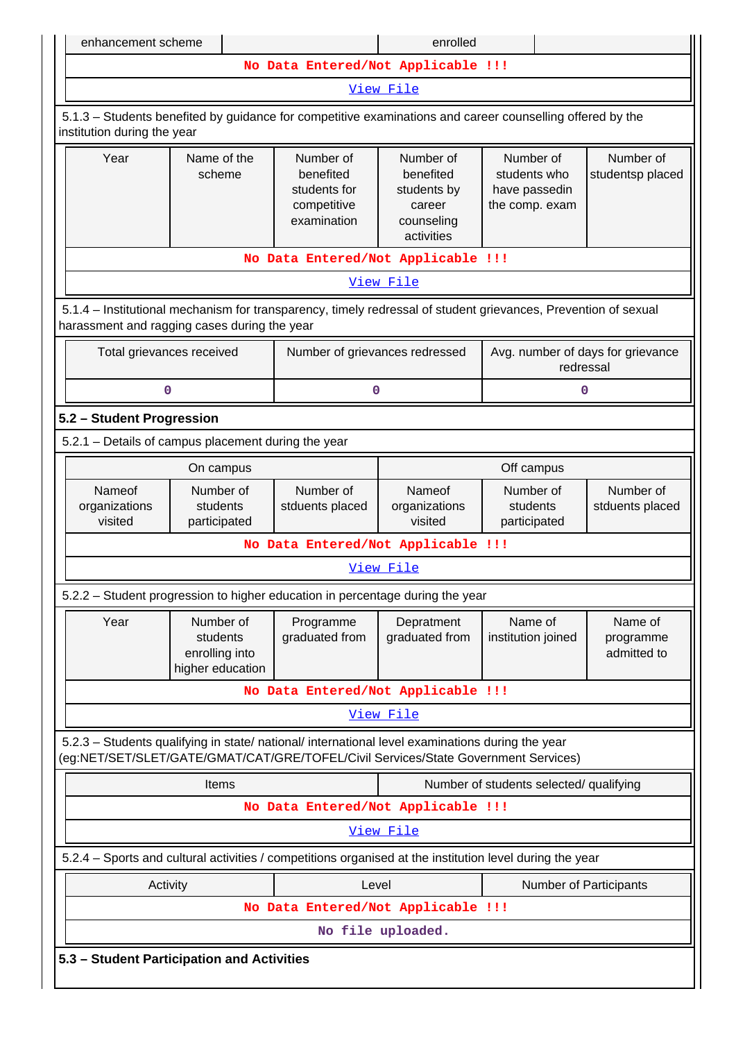| enhancement scheme | | enrolled | |
|---|---|---|---|
| No Data Entered/Not Applicable !!! | | | |
| View File | | | |

5.1.3 – Students benefited by guidance for competitive examinations and career counselling offered by the institution during the year

| Year | Name of the scheme | Number of benefited students for competitive examination | Number of benefited students by career counseling activities | Number of students who have passedin the comp. exam | Number of studentsp placed |
|---|---|---|---|---|---|
| No Data Entered/Not Applicable !!! | | | | | |
| View File | | | | | |

5.1.4 – Institutional mechanism for transparency, timely redressal of student grievances, Prevention of sexual harassment and ragging cases during the year

| Total grievances received | Number of grievances redressed | Avg. number of days for grievance redressal |
|---|---|---|
| 0 | 0 | 0 |

**5.2 – Student Progression**

5.2.1 – Details of campus placement during the year

| On campus | | | Off campus | | |
|---|---|---|---|---|---|
| Nameof organizations visited | Number of students participated | Number of stduents placed | Nameof organizations visited | Number of students participated | Number of stduents placed |
| No Data Entered/Not Applicable !!! | | | | | |
| View File | | | | | |

5.2.2 – Student progression to higher education in percentage during the year

| Year | Number of students enrolling into higher education | Programme graduated from | Depratment graduated from | Name of institution joined | Name of programme admitted to |
|---|---|---|---|---|---|
| No Data Entered/Not Applicable !!! | | | | | |
| View File | | | | | |

5.2.3 – Students qualifying in state/ national/ international level examinations during the year (eg:NET/SET/SLET/GATE/GMAT/CAT/GRE/TOFEL/Civil Services/State Government Services)

| Items | Number of students selected/ qualifying |
|---|---|
| No Data Entered/Not Applicable !!! | |
| View File | |

5.2.4 – Sports and cultural activities / competitions organised at the institution level during the year

| Activity | Level | Number of Participants |
|---|---|---|
| No Data Entered/Not Applicable !!! | | |
| No file uploaded. | | |

**5.3 – Student Participation and Activities**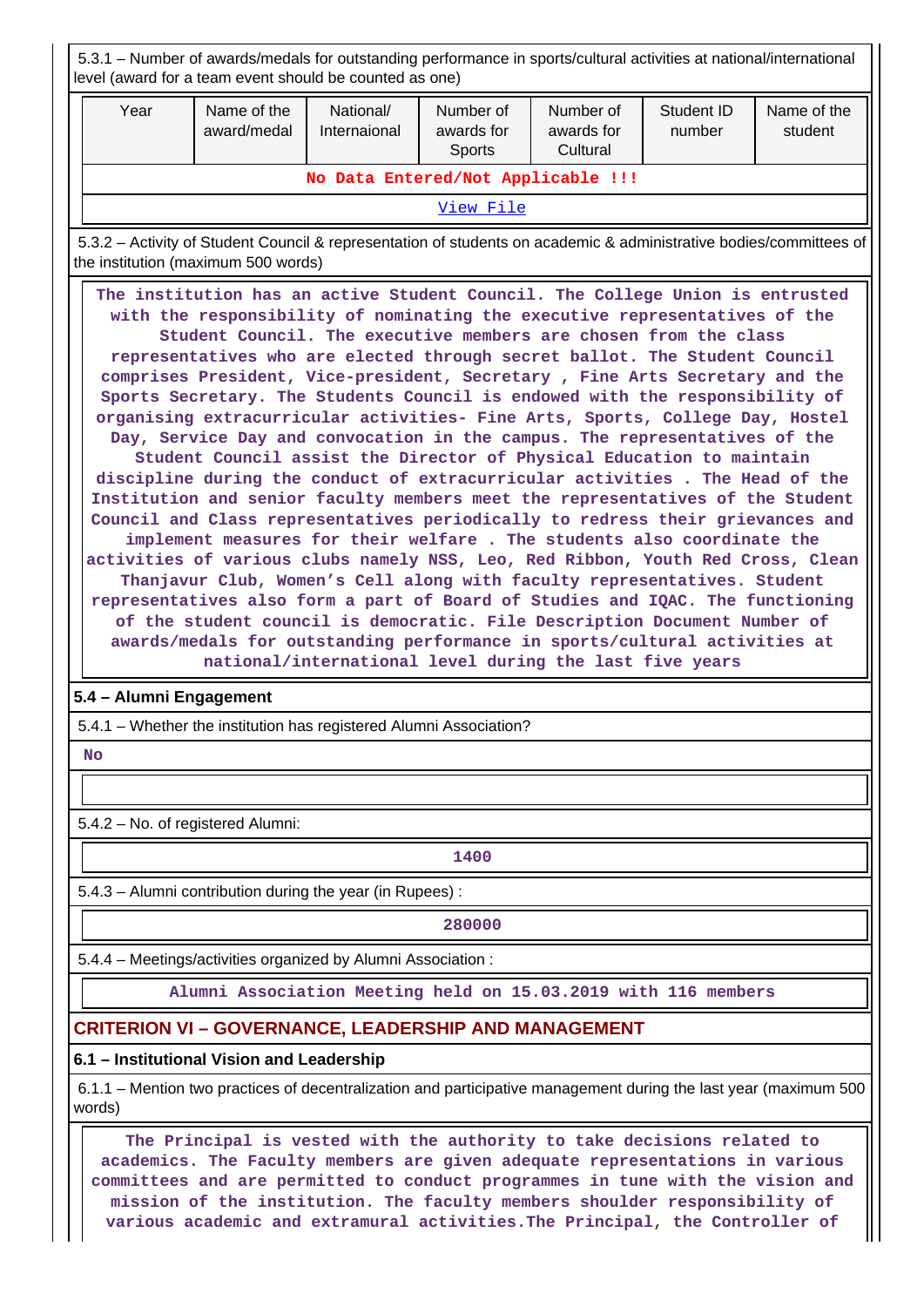5.3.1 – Number of awards/medals for outstanding performance in sports/cultural activities at national/international level (award for a team event should be counted as one)

| Year | Name of the award/medal | National/ Internaional | Number of awards for Sports | Number of awards for Cultural | Student ID number | Name of the student |
|---|---|---|---|---|---|---|
| No Data Entered/Not Applicable !!! | | | | | | |
| View File | | | | | | |

5.3.2 – Activity of Student Council & representation of students on academic & administrative bodies/committees of the institution (maximum 500 words)

The institution has an active Student Council. The College Union is entrusted with the responsibility of nominating the executive representatives of the Student Council. The executive members are chosen from the class representatives who are elected through secret ballot. The Student Council comprises President, Vice-president, Secretary , Fine Arts Secretary and the Sports Secretary. The Students Council is endowed with the responsibility of organising extracurricular activities- Fine Arts, Sports, College Day, Hostel Day, Service Day and convocation in the campus. The representatives of the Student Council assist the Director of Physical Education to maintain discipline during the conduct of extracurricular activities . The Head of the Institution and senior faculty members meet the representatives of the Student Council and Class representatives periodically to redress their grievances and implement measures for their welfare . The students also coordinate the activities of various clubs namely NSS, Leo, Red Ribbon, Youth Red Cross, Clean Thanjavur Club, Women's Cell along with faculty representatives. Student representatives also form a part of Board of Studies and IQAC. The functioning of the student council is democratic. File Description Document Number of awards/medals for outstanding performance in sports/cultural activities at national/international level during the last five years

## 5.4 – Alumni Engagement

5.4.1 – Whether the institution has registered Alumni Association?

No

5.4.2 – No. of registered Alumni:

1400

5.4.3 – Alumni contribution during the year (in Rupees) :

280000

5.4.4 – Meetings/activities organized by Alumni Association :

Alumni Association Meeting held on 15.03.2019 with 116 members

# CRITERION VI – GOVERNANCE, LEADERSHIP AND MANAGEMENT

## 6.1 – Institutional Vision and Leadership

6.1.1 – Mention two practices of decentralization and participative management during the last year (maximum 500 words)

The Principal is vested with the authority to take decisions related to academics. The Faculty members are given adequate representations in various committees and are permitted to conduct programmes in tune with the vision and mission of the institution. The faculty members shoulder responsibility of various academic and extramural activities.The Principal, the Controller of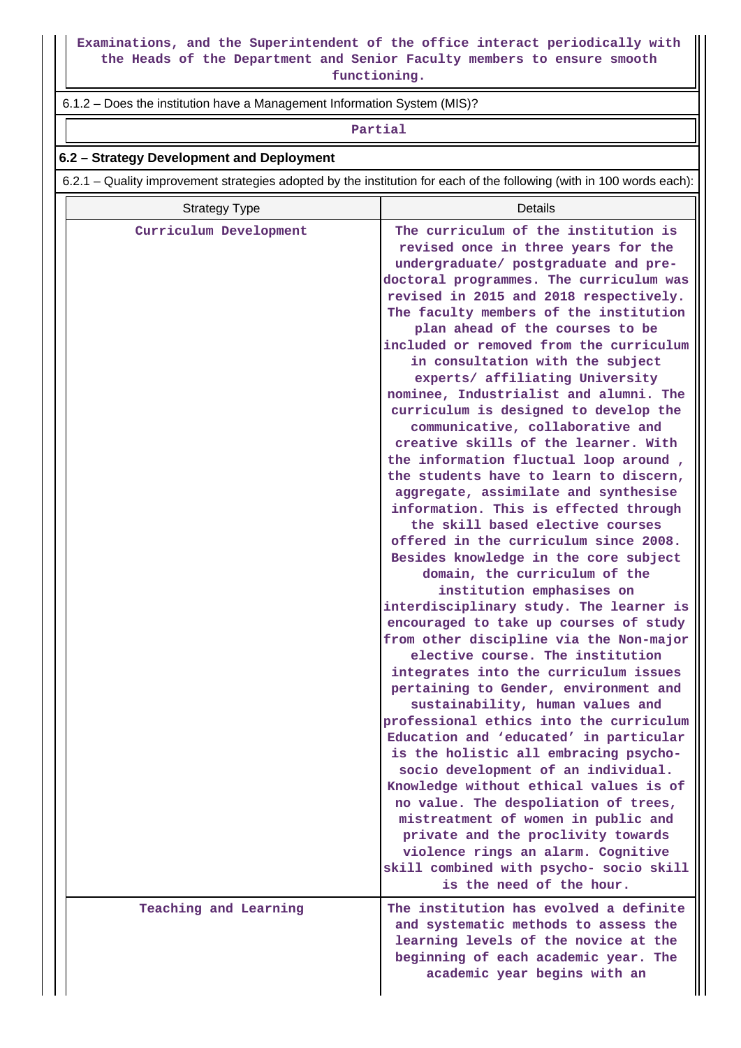Examinations, and the Superintendent of the office interact periodically with the Heads of the Department and Senior Faculty members to ensure smooth functioning.

6.1.2 – Does the institution have a Management Information System (MIS)?

Partial

## 6.2 – Strategy Development and Deployment

6.2.1 – Quality improvement strategies adopted by the institution for each of the following (with in 100 words each):

| Strategy Type | Details |
|---|---|
| Curriculum Development | The curriculum of the institution is revised once in three years for the undergraduate/ postgraduate and pre-doctoral programmes. The curriculum was revised in 2015 and 2018 respectively. The faculty members of the institution plan ahead of the courses to be included or removed from the curriculum in consultation with the subject experts/ affiliating University nominee, Industrialist and alumni. The curriculum is designed to develop the communicative, collaborative and creative skills of the learner. With the information fluctual loop around , the students have to learn to discern, aggregate, assimilate and synthesise information. This is effected through the skill based elective courses offered in the curriculum since 2008. Besides knowledge in the core subject domain, the curriculum of the institution emphasises on interdisciplinary study. The learner is encouraged to take up courses of study from other discipline via the Non-major elective course. The institution integrates into the curriculum issues pertaining to Gender, environment and sustainability, human values and professional ethics into the curriculum Education and 'educated' in particular is the holistic all embracing psycho-socio development of an individual. Knowledge without ethical values is of no value. The despoliation of trees, mistreatment of women in public and private and the proclivity towards violence rings an alarm. Cognitive skill combined with psycho- socio skill is the need of the hour. |
| Teaching and Learning | The institution has evolved a definite and systematic methods to assess the learning levels of the novice at the beginning of each academic year. The academic year begins with an |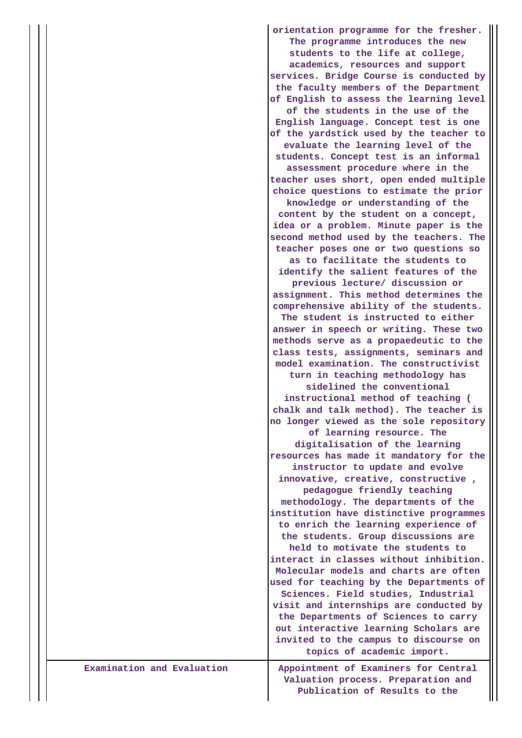| | |
|---|---|
| | orientation programme for the fresher. The programme introduces the new students to the life at college, academics, resources and support services. Bridge Course is conducted by the faculty members of the Department of English to assess the learning level of the students in the use of the English language. Concept test is one of the yardstick used by the teacher to evaluate the learning level of the students. Concept test is an informal assessment procedure where in the teacher uses short, open ended multiple choice questions to estimate the prior knowledge or understanding of the content by the student on a concept, idea or a problem. Minute paper is the second method used by the teachers. The teacher poses one or two questions so as to facilitate the students to identify the salient features of the previous lecture/ discussion or assignment. This method determines the comprehensive ability of the students. The student is instructed to either answer in speech or writing. These two methods serve as a propaedeutic to the class tests, assignments, seminars and model examination. The constructivist turn in teaching methodology has sidelined the conventional instructional method of teaching ( chalk and talk method). The teacher is no longer viewed as the sole repository of learning resource. The digitalisation of the learning resources has made it mandatory for the instructor to update and evolve innovative, creative, constructive , pedagogue friendly teaching methodology. The departments of the institution have distinctive programmes to enrich the learning experience of the students. Group discussions are held to motivate the students to interact in classes without inhibition. Molecular models and charts are often used for teaching by the Departments of Sciences. Field studies, Industrial visit and internships are conducted by the Departments of Sciences to carry out interactive learning Scholars are invited to the campus to discourse on topics of academic import. |
| Examination and Evaluation | Appointment of Examiners for Central Valuation process. Preparation and Publication of Results to the |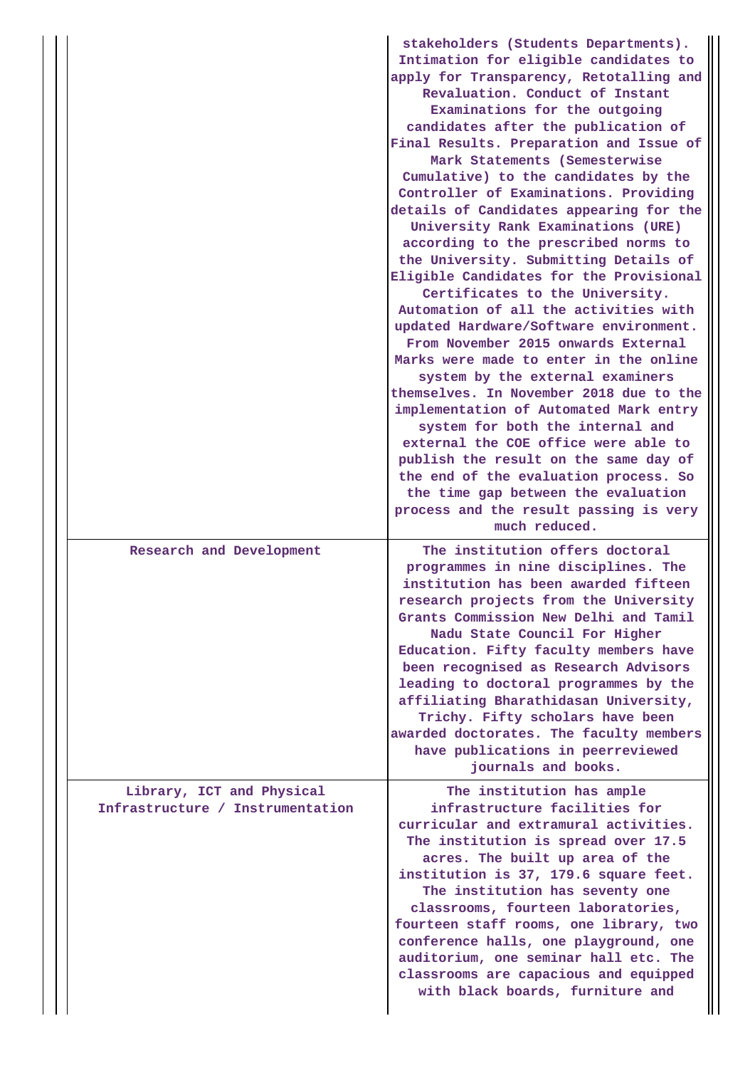| | |
|---|---|
| | stakeholders (Students Departments). Intimation for eligible candidates to apply for Transparency, Retotalling and Revaluation. Conduct of Instant Examinations for the outgoing candidates after the publication of Final Results. Preparation and Issue of Mark Statements (Semesterwise Cumulative) to the candidates by the Controller of Examinations. Providing details of Candidates appearing for the University Rank Examinations (URE) according to the prescribed norms to the University. Submitting Details of Eligible Candidates for the Provisional Certificates to the University. Automation of all the activities with updated Hardware/Software environment. From November 2015 onwards External Marks were made to enter in the online system by the external examiners themselves. In November 2018 due to the implementation of Automated Mark entry system for both the internal and external the COE office were able to publish the result on the same day of the end of the evaluation process. So the time gap between the evaluation process and the result passing is very much reduced. |
| Research and Development | The institution offers doctoral programmes in nine disciplines. The institution has been awarded fifteen research projects from the University Grants Commission New Delhi and Tamil Nadu State Council For Higher Education. Fifty faculty members have been recognised as Research Advisors leading to doctoral programmes by the affiliating Bharathidasan University, Trichy. Fifty scholars have been awarded doctorates. The faculty members have publications in peerreviewed journals and books. |
| Library, ICT and Physical Infrastructure / Instrumentation | The institution has ample infrastructure facilities for curricular and extramural activities. The institution is spread over 17.5 acres. The built up area of the institution is 37, 179.6 square feet. The institution has seventy one classrooms, fourteen laboratories, fourteen staff rooms, one library, two conference halls, one playground, one auditorium, one seminar hall etc. The classrooms are capacious and equipped with black boards, furniture and |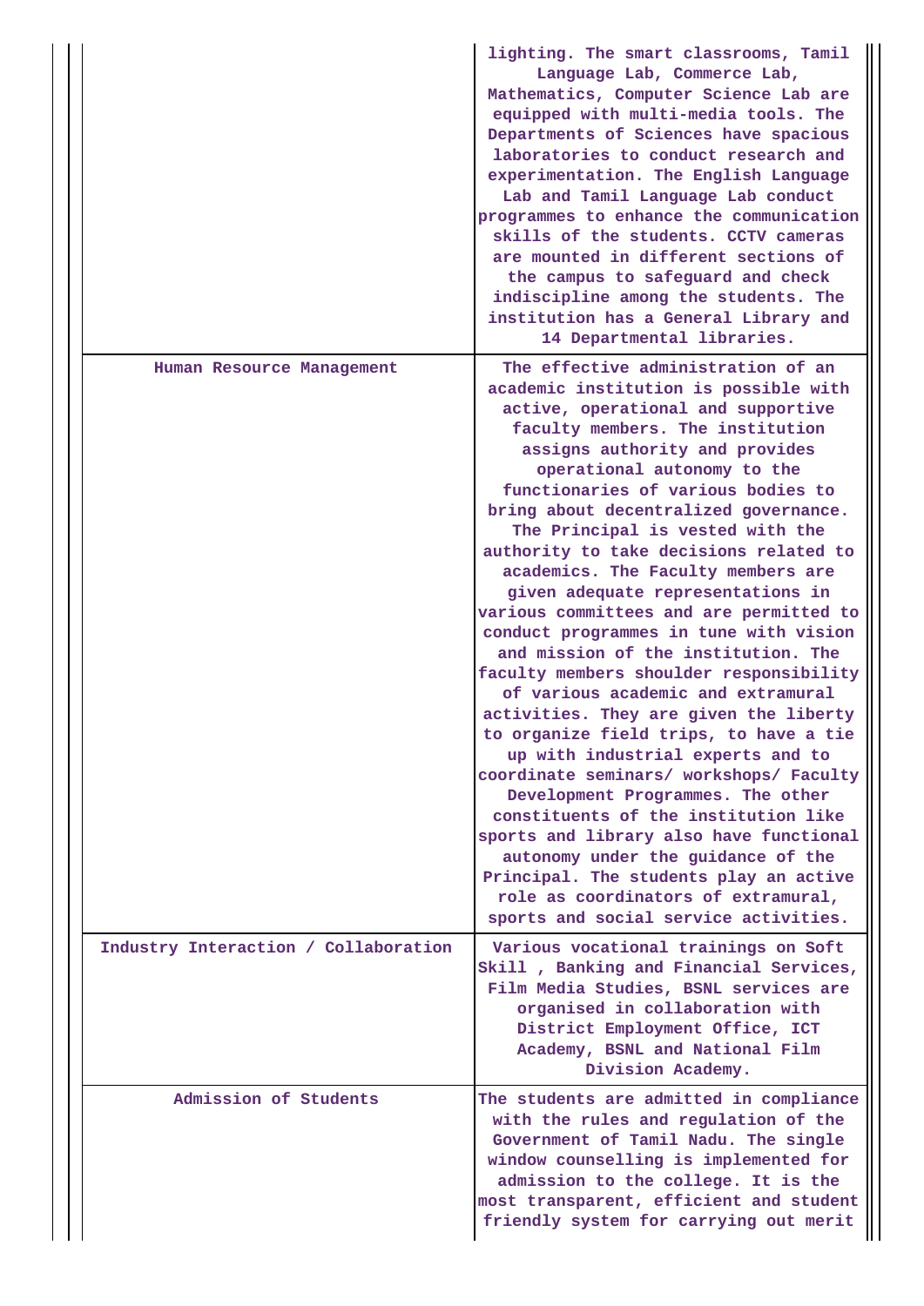| | |
|---|---|
| | lighting. The smart classrooms, Tamil Language Lab, Commerce Lab, Mathematics, Computer Science Lab are equipped with multi-media tools. The Departments of Sciences have spacious laboratories to conduct research and experimentation. The English Language Lab and Tamil Language Lab conduct programmes to enhance the communication skills of the students. CCTV cameras are mounted in different sections of the campus to safeguard and check indiscipline among the students. The institution has a General Library and 14 Departmental libraries. |
| Human Resource Management | The effective administration of an academic institution is possible with active, operational and supportive faculty members. The institution assigns authority and provides operational autonomy to the functionaries of various bodies to bring about decentralized governance. The Principal is vested with the authority to take decisions related to academics. The Faculty members are given adequate representations in various committees and are permitted to conduct programmes in tune with vision and mission of the institution. The faculty members shoulder responsibility of various academic and extramural activities. They are given the liberty to organize field trips, to have a tie up with industrial experts and to coordinate seminars/ workshops/ Faculty Development Programmes. The other constituents of the institution like sports and library also have functional autonomy under the guidance of the Principal. The students play an active role as coordinators of extramural, sports and social service activities. |
| Industry Interaction / Collaboration | Various vocational trainings on Soft Skill , Banking and Financial Services, Film Media Studies, BSNL services are organised in collaboration with District Employment Office, ICT Academy, BSNL and National Film Division Academy. |
| Admission of Students | The students are admitted in compliance with the rules and regulation of the Government of Tamil Nadu. The single window counselling is implemented for admission to the college. It is the most transparent, efficient and student friendly system for carrying out merit |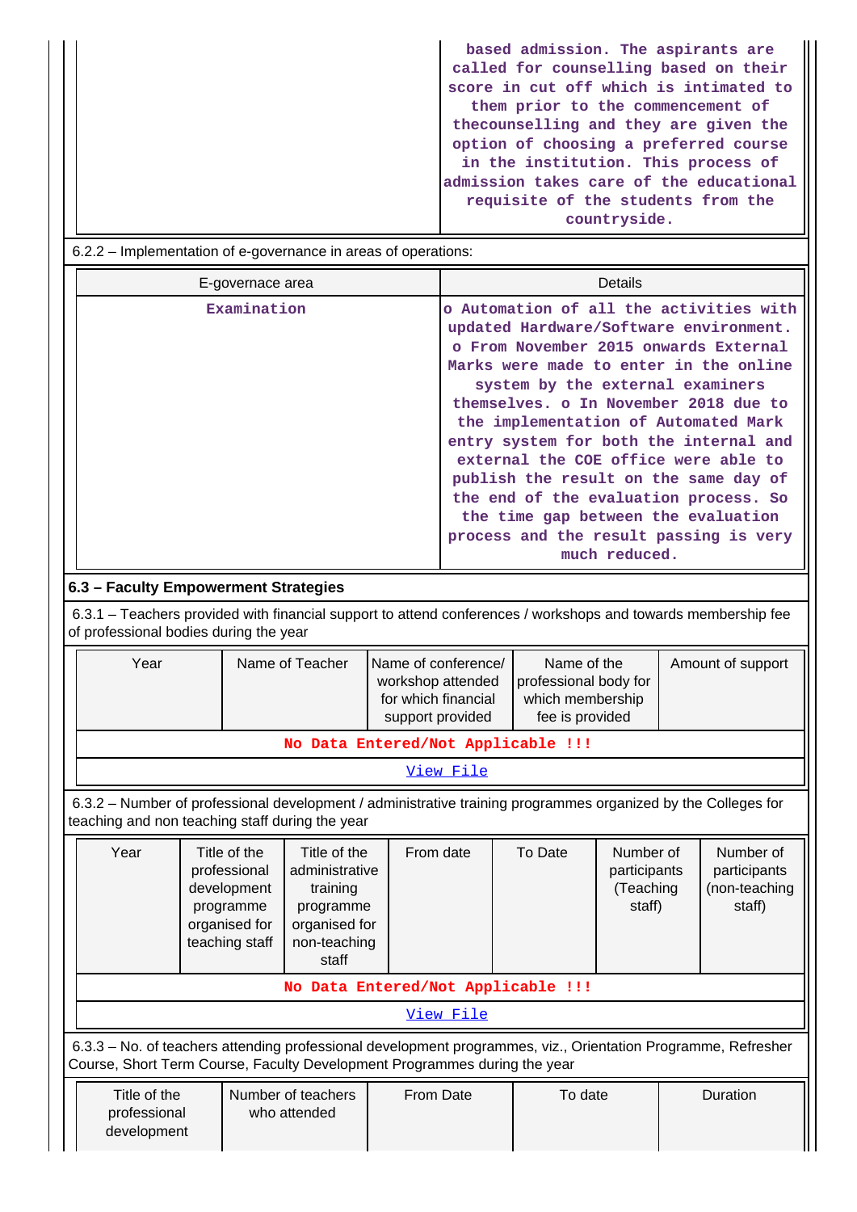| | |
|---|---|
| | based admission. The aspirants are called for counselling based on their score in cut off which is intimated to them prior to the commencement of thecounselling and they are given the option of choosing a preferred course in the institution. This process of admission takes care of the educational requisite of the students from the countryside. |

6.2.2 – Implementation of e-governance in areas of operations:

| E-governace area | Details |
|---|---|
| Examination | o Automation of all the activities with updated Hardware/Software environment. o From November 2015 onwards External Marks were made to enter in the online system by the external examiners themselves. o In November 2018 due to the implementation of Automated Mark entry system for both the internal and external the COE office were able to publish the result on the same day of the end of the evaluation process. So the time gap between the evaluation process and the result passing is very much reduced. |

### 6.3 – Faculty Empowerment Strategies

6.3.1 – Teachers provided with financial support to attend conferences / workshops and towards membership fee of professional bodies during the year

| Year | Name of Teacher | Name of conference/ workshop attended for which financial support provided | Name of the professional body for which membership fee is provided | Amount of support |
|---|---|---|---|---|
| No Data Entered/Not Applicable !!! | | | | |
| View File | | | | |

6.3.2 – Number of professional development / administrative training programmes organized by the Colleges for teaching and non teaching staff during the year

| Year | Title of the professional development programme organised for teaching staff | Title of the administrative training programme organised for non-teaching staff | From date | To Date | Number of participants (Teaching staff) | Number of participants (non-teaching staff) |
|---|---|---|---|---|---|---|
| No Data Entered/Not Applicable !!! | | | | | | |
| View File | | | | | | |

6.3.3 – No. of teachers attending professional development programmes, viz., Orientation Programme, Refresher Course, Short Term Course, Faculty Development Programmes during the year

| Title of the professional development | Number of teachers who attended | From Date | To date | Duration |
|---|---|---|---|---|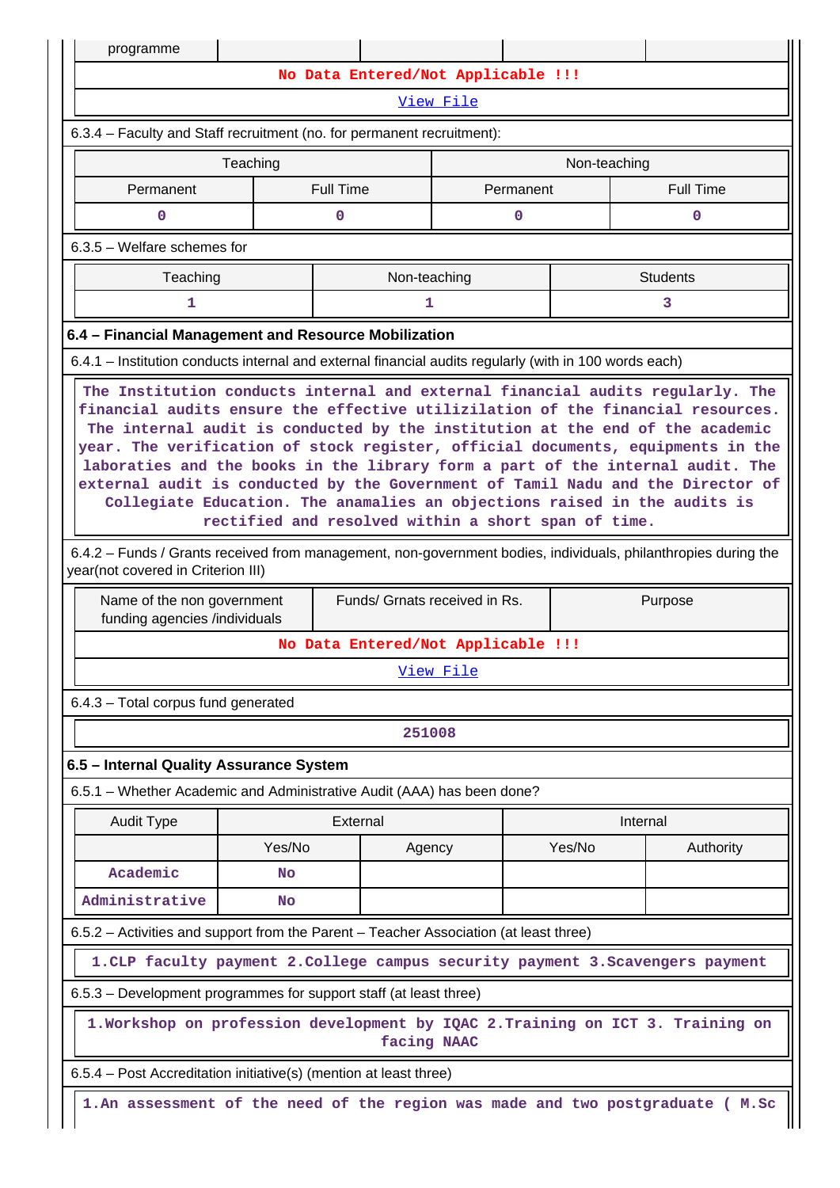| programme | | | | |
|---|---|---|---|---|
| No Data Entered/Not Applicable !!! | | | | |
| View File | | | | |

6.3.4 – Faculty and Staff recruitment (no. for permanent recruitment):

| Teaching | | Non-teaching | |
|---|---|---|---|
| Permanent | Full Time | Permanent | Full Time |
| 0 | 0 | 0 | 0 |

6.3.5 – Welfare schemes for

| Teaching | Non-teaching | Students |
|---|---|---|
| 1 | 1 | 3 |

**6.4 – Financial Management and Resource Mobilization**

6.4.1 – Institution conducts internal and external financial audits regularly (with in 100 words each)

The Institution conducts internal and external financial audits regularly. The financial audits ensure the effective utilizilation of the financial resources. The internal audit is conducted by the institution at the end of the academic year. The verification of stock register, official documents, equipments in the laboratories and the books in the library form a part of the internal audit. The external audit is conducted by the Government of Tamil Nadu and the Director of Collegiate Education. The anamalies an objections raised in the audits is rectified and resolved within a short span of time.

6.4.2 – Funds / Grants received from management, non-government bodies, individuals, philanthropies during the year(not covered in Criterion III)

| Name of the non government funding agencies /individuals | Funds/ Grnats received in Rs. | Purpose |
|---|---|---|
| No Data Entered/Not Applicable !!! | | |
| View File | | |

6.4.3 – Total corpus fund generated

251008

**6.5 – Internal Quality Assurance System**

6.5.1 – Whether Academic and Administrative Audit (AAA) has been done?

| Audit Type | External | | Internal | |
|---|---|---|---|---|
| | Yes/No | Agency | Yes/No | Authority |
| Academic | No | | | |
| Administrative | No | | | |

6.5.2 – Activities and support from the Parent – Teacher Association (at least three)

1.CLP faculty payment 2.College campus security payment 3.Scavengers payment

6.5.3 – Development programmes for support staff (at least three)

1.Workshop on profession development by IQAC 2.Training on ICT 3. Training on facing NAAC

6.5.4 – Post Accreditation initiative(s) (mention at least three)

1.An assessment of the need of the region was made and two postgraduate ( M.Sc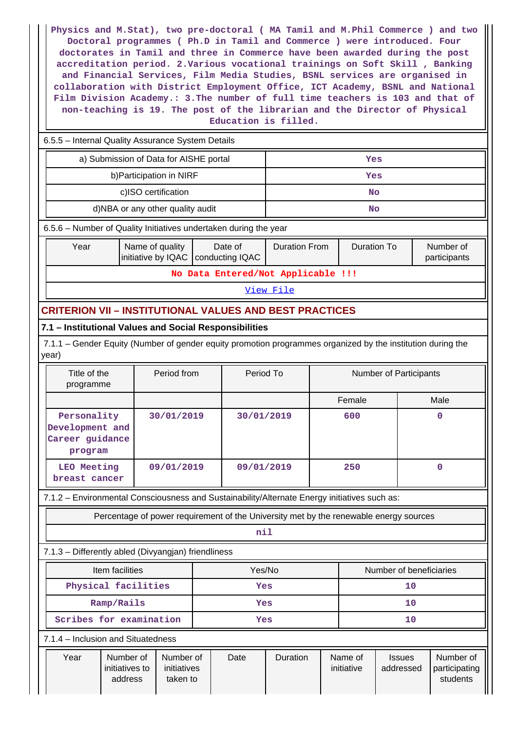Physics and M.Stat), two pre-doctoral ( MA Tamil and M.Phil Commerce ) and two Doctoral programmes ( Ph.D in Tamil and Commerce ) were introduced. Four doctorates in Tamil and three in Commerce have been awarded during the post accreditation period. 2.Various vocational trainings on Soft Skill , Banking and Financial Services, Film Media Studies, BSNL services are organised in collaboration with District Employment Office, ICT Academy, BSNL and National Film Division Academy.: 3.The number of full time teachers is 103 and that of non-teaching is 19. The post of the librarian and the Director of Physical Education is filled.

6.5.5 – Internal Quality Assurance System Details

| | |
|---|---|
| a) Submission of Data for AISHE portal | Yes |
| b)Participation in NIRF | Yes |
| c)ISO certification | No |
| d)NBA or any other quality audit | No |

6.5.6 – Number of Quality Initiatives undertaken during the year

| Year | Name of quality initiative by IQAC | Date of conducting IQAC | Duration From | Duration To | Number of participants |
|---|---|---|---|---|---|
| No Data Entered/Not Applicable !!! | | | | | |

View File

## CRITERION VII – INSTITUTIONAL VALUES AND BEST PRACTICES

### 7.1 – Institutional Values and Social Responsibilities

7.1.1 – Gender Equity (Number of gender equity promotion programmes organized by the institution during the year)

| Title of the programme | Period from | Period To | Number of Participants | |
|---|---|---|---|---|
| | | | Female | Male |
| Personality Development and Career guidance program | 30/01/2019 | 30/01/2019 | 600 | 0 |
| LEO Meeting breast cancer | 09/01/2019 | 09/01/2019 | 250 | 0 |

7.1.2 – Environmental Consciousness and Sustainability/Alternate Energy initiatives such as:

| Percentage of power requirement of the University met by the renewable energy sources |
|---|
| nil |

7.1.3 – Differently abled (Divyangjan) friendliness

| Item facilities | Yes/No | Number of beneficiaries |
|---|---|---|
| Physical facilities | Yes | 10 |
| Ramp/Rails | Yes | 10 |
| Scribes for examination | Yes | 10 |

7.1.4 – Inclusion and Situatedness

| Year | Number of initiatives to address | Number of initiatives taken to | Date | Duration | Name of initiative | Issues addressed | Number of participating students |
|---|---|---|---|---|---|---|---|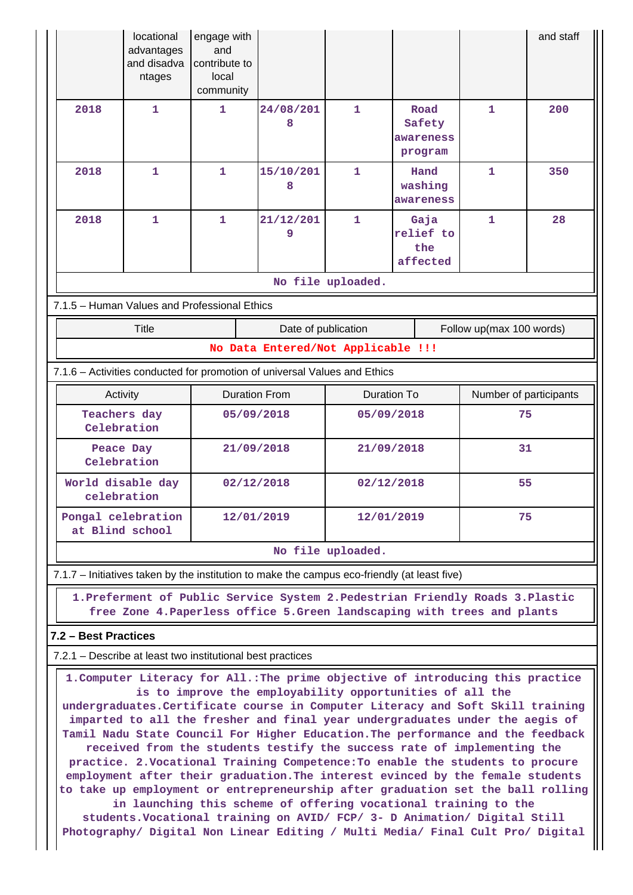|  | locational advantages and disadvantages | engage with and contribute to local community |  |  |  |  | and staff |
|---|---|---|---|---|---|---|---|
| 2018 | 1 | 1 | 24/08/2018 | 1 | Road Safety awareness program | 1 | 200 |
| 2018 | 1 | 1 | 15/10/2018 | 1 | Hand washing awareness | 1 | 350 |
| 2018 | 1 | 1 | 21/12/2019 | 1 | Gaja relief to the affected | 1 | 28 |

No file uploaded.

7.1.5 – Human Values and Professional Ethics

| Title | Date of publication | Follow up(max 100 words) |
|---|---|---|

No Data Entered/Not Applicable !!!

7.1.6 – Activities conducted for promotion of universal Values and Ethics

| Activity | Duration From | Duration To | Number of participants |
|---|---|---|---|
| Teachers day Celebration | 05/09/2018 | 05/09/2018 | 75 |
| Peace Day Celebration | 21/09/2018 | 21/09/2018 | 31 |
| World disable day celebration | 02/12/2018 | 02/12/2018 | 55 |
| Pongal celebration at Blind school | 12/01/2019 | 12/01/2019 | 75 |

No file uploaded.

7.1.7 – Initiatives taken by the institution to make the campus eco-friendly (at least five)

1.Preferment of Public Service System 2.Pedestrian Friendly Roads 3.Plastic free Zone 4.Paperless office 5.Green landscaping with trees and plants

**7.2 – Best Practices**

7.2.1 – Describe at least two institutional best practices

1.Computer Literacy for All.:The prime objective of introducing this practice is to improve the employability opportunities of all the undergraduates.Certificate course in Computer Literacy and Soft Skill training imparted to all the fresher and final year undergraduates under the aegis of Tamil Nadu State Council For Higher Education.The performance and the feedback received from the students testify the success rate of implementing the practice. 2.Vocational Training Competence:To enable the students to procure employment after their graduation.The interest evinced by the female students to take up employment or entrepreneurship after graduation set the ball rolling in launching this scheme of offering vocational training to the students.Vocational training on AVID/ FCP/ 3- D Animation/ Digital Still Photography/ Digital Non Linear Editing / Multi Media/ Final Cult Pro/ Digital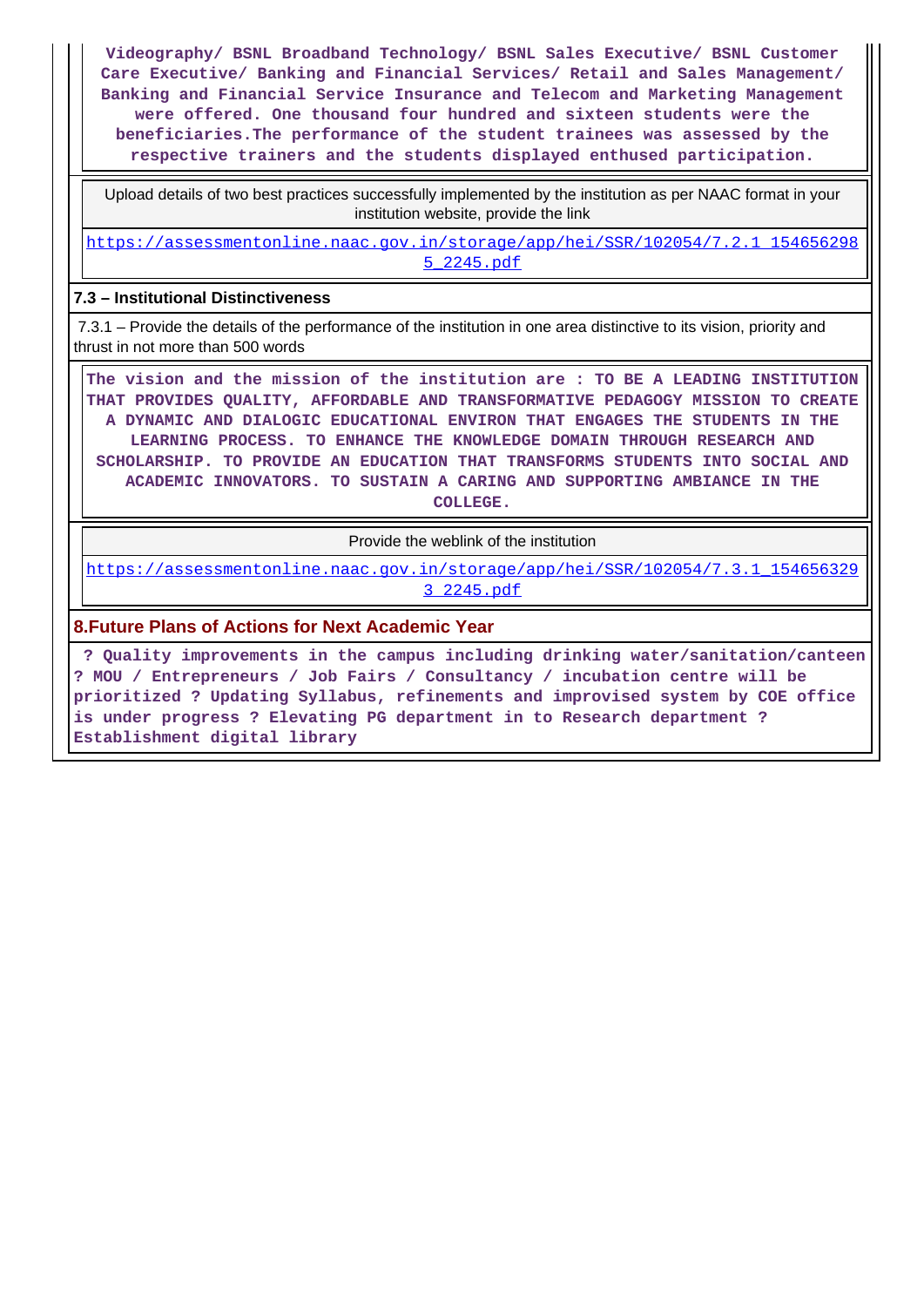Videography/ BSNL Broadband Technology/ BSNL Sales Executive/ BSNL Customer Care Executive/ Banking and Financial Services/ Retail and Sales Management/ Banking and Financial Service Insurance and Telecom and Marketing Management were offered. One thousand four hundred and sixteen students were the beneficiaries.The performance of the student trainees was assessed by the respective trainers and the students displayed enthused participation.

| Upload details of two best practices successfully implemented by the institution as per NAAC format in your institution website, provide the link |
| --- |
| https://assessmentonline.naac.gov.in/storage/app/hei/SSR/102054/7.2.1_1546562985_2245.pdf |

**7.3 – Institutional Distinctiveness**

7.3.1 – Provide the details of the performance of the institution in one area distinctive to its vision, priority and thrust in not more than 500 words

The vision and the mission of the institution are : TO BE A LEADING INSTITUTION THAT PROVIDES QUALITY, AFFORDABLE AND TRANSFORMATIVE PEDAGOGY MISSION TO CREATE A DYNAMIC AND DIALOGIC EDUCATIONAL ENVIRON THAT ENGAGES THE STUDENTS IN THE LEARNING PROCESS. TO ENHANCE THE KNOWLEDGE DOMAIN THROUGH RESEARCH AND SCHOLARSHIP. TO PROVIDE AN EDUCATION THAT TRANSFORMS STUDENTS INTO SOCIAL AND ACADEMIC INNOVATORS. TO SUSTAIN A CARING AND SUPPORTING AMBIANCE IN THE COLLEGE.

| Provide the weblink of the institution |
| --- |
| https://assessmentonline.naac.gov.in/storage/app/hei/SSR/102054/7.3.1_1546563293_2245.pdf |

## 8.Future Plans of Actions for Next Academic Year

? Quality improvements in the campus including drinking water/sanitation/canteen ? MOU / Entrepreneurs / Job Fairs / Consultancy / incubation centre will be prioritized ? Updating Syllabus, refinements and improvised system by COE office is under progress ? Elevating PG department in to Research department ? Establishment digital library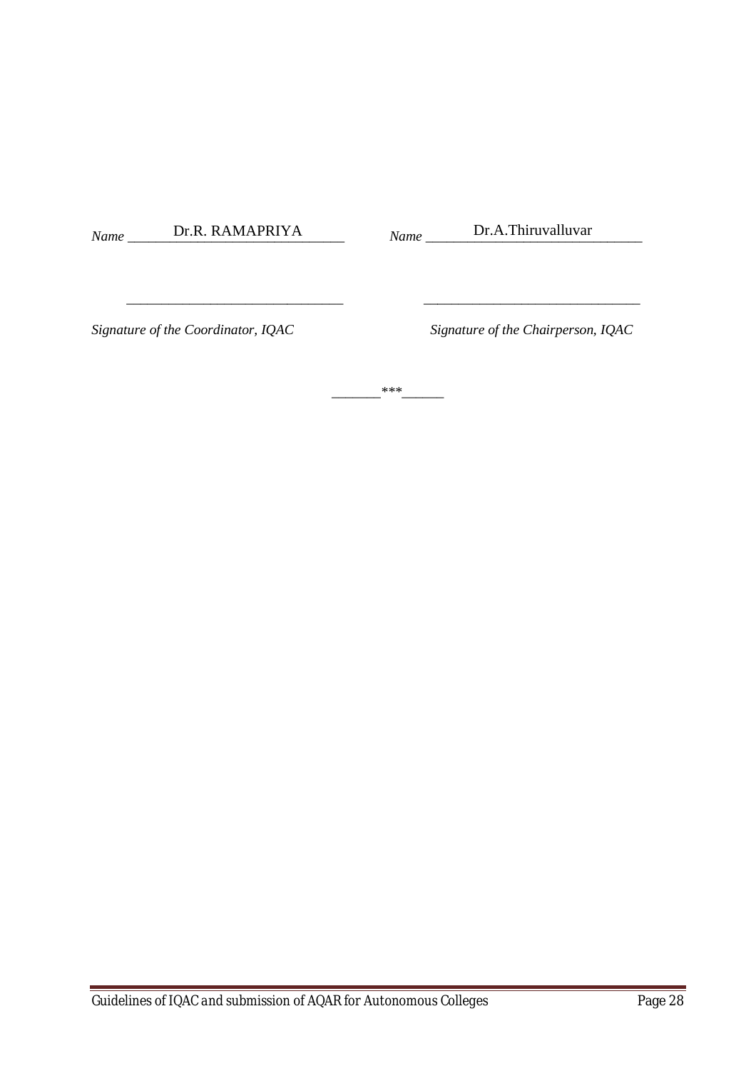*Name* Dr.R. RAMAPRIYA ______________________________

*Name* Dr.A.Thiruvalluvar ______________________________

______________________________

*Signature of the Coordinator, IQAC*

______________________________

*Signature of the Chairperson, IQAC*

_______***______